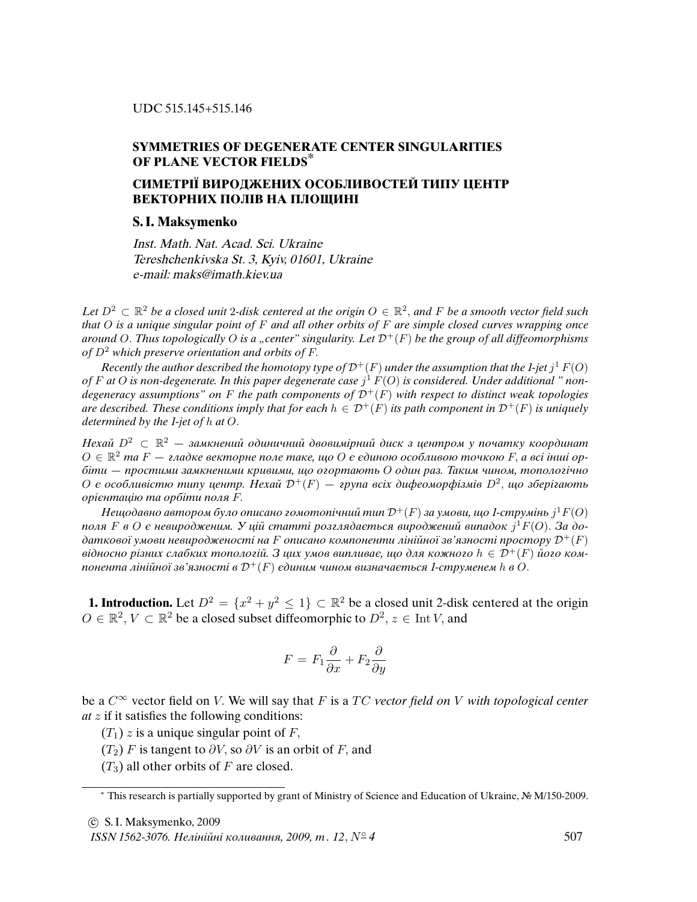UDC 515.145+515.146

# SYMMETRIES OF DEGENERATE CENTER SINGULARITIES OF PLANE VECTOR FIELDS*

# СИМЕТРІЇ ВИРОДЖЕНИХ ОСОБЛИВОСТЕЙ ТИПУ ЦЕНТР ВЕКТОРНИХ ПОЛІВ НА ПЛОЩИНІ

**S. I. Maksymenko**

*Inst. Math. Nat. Acad. Sci. Ukraine*
*Tereshchenkivska St. 3, Kyiv, 01601, Ukraine*
*e-mail: maks@imath.kiev.ua*

*Let $D^2 \subset \mathbb{R}^2$ be a closed unit 2-disk centered at the origin $O \in \mathbb{R}^2$, and $F$ be a smooth vector field such that $O$ is a unique singular point of $F$ and all other orbits of $F$ are simple closed curves wrapping once around $O$. Thus topologically $O$ is a „center" singularity. Let $\mathcal{D}^+(F)$ be the group of all diffeomorphisms of $D^2$ which preserve orientation and orbits of $F$.*

*Recently the author described the homotopy type of $\mathcal{D}^+(F)$ under the assumption that the 1-jet $j^1 F(O)$ of $F$ at $O$ is non-degenerate. In this paper degenerate case $j^1 F(O)$ is considered. Under additional " nondegeneracy assumptions" on $F$ the path components of $\mathcal{D}^+(F)$ with respect to distinct weak topologies are described. These conditions imply that for each $h \in \mathcal{D}^+(F)$ its path component in $\mathcal{D}^+(F)$ is uniquely determined by the 1-jet of $h$ at $O$.*

*Нехай $D^2 \subset \mathbb{R}^2$ — замкнений одиничний двовимірний диск з центром у початку координат $O \in \mathbb{R}^2$ та $F$ — гладке векторне поле таке, що $O$ є єдиною особливою точкою $F$, а всі інші орбіти — простими замкненими кривими, що огортають $O$ один раз. Таким чином, топологічно $O$ є особливістю типу центр. Нехай $\mathcal{D}^+(F)$ — група всіх дифеоморфізмів $D^2$, що зберігають орієнтацію та орбіти поля $F$.*

*Нещодавно автором було описано гомотопічний тип $\mathcal{D}^+(F)$ за умови, що 1-струмінь $j^1F(O)$ поля $F$ в $O$ є невиродженим. У цій статті розглядається вироджений випадок $j^1F(O)$. За додаткової умови невиродженості на $F$ описано компоненти лінійної зв'язності простору $\mathcal{D}^+(F)$ відносно різних слабких топологій. З цих умов випливає, що для кожного $h \in \mathcal{D}^+(F)$ його компонента лінійної зв'язності в $\mathcal{D}^+(F)$ єдиним чином визначається 1-струменем $h$ в $O$.*

**1. Introduction.** Let $D^2 = \{x^2 + y^2 \le 1\} \subset \mathbb{R}^2$ be a closed unit 2-disk centered at the origin $O \in \mathbb{R}^2$, $V \subset \mathbb{R}^2$ be a closed subset diffeomorphic to $D^2$, $z \in \operatorname{Int} V$, and

$$F = F_1 \frac{\partial}{\partial x} + F_2 \frac{\partial}{\partial y}$$

be a $C^\infty$ vector field on $V$. We will say that $F$ is a *$TC$ vector field on $V$ with topological center at $z$* if it satisfies the following conditions:

($T_1$) $z$ is a unique singular point of $F$,

($T_2$) $F$ is tangent to $\partial V$, so $\partial V$ is an orbit of $F$, and

($T_3$) all other orbits of $F$ are closed.

---

* This research is partially supported by grant of Ministry of Science and Education of Ukraine, № M/150-2009.

© S. I. Maksymenko, 2009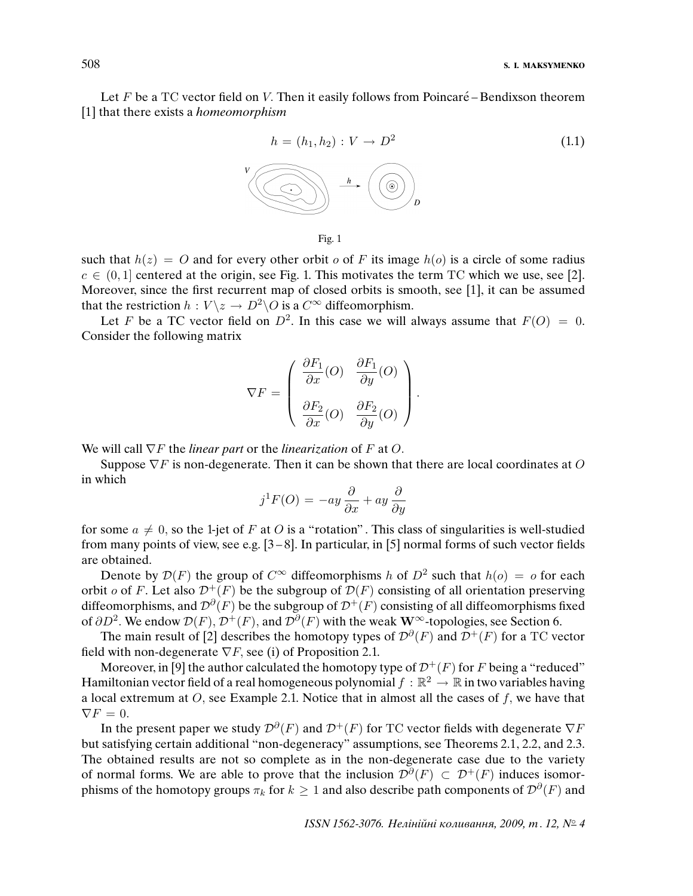Let $F$ be a TC vector field on $V$. Then it easily follows from Poincaré – Bendixson theorem [1] that there exists a *homeomorphism*

$$h = (h_1, h_2) : V \to D^2 \tag{1.1}$$

Fig. 1

such that $h(z) = O$ and for every other orbit $o$ of $F$ its image $h(o)$ is a circle of some radius $c \in (0, 1]$ centered at the origin, see Fig. 1. This motivates the term TC which we use, see [2]. Moreover, since the first recurrent map of closed orbits is smooth, see [1], it can be assumed that the restriction $h : V \backslash z \to D^2 \backslash O$ is a $C^\infty$ diffeomorphism.

Let $F$ be a TC vector field on $D^2$. In this case we will always assume that $F(O) = 0$. Consider the following matrix

$$\nabla F = \begin{pmatrix} \dfrac{\partial F_1}{\partial x}(O) & \dfrac{\partial F_1}{\partial y}(O) \\[2ex] \dfrac{\partial F_2}{\partial x}(O) & \dfrac{\partial F_2}{\partial y}(O) \end{pmatrix}.$$

We will call $\nabla F$ the *linear part* or the *linearization* of $F$ at $O$.

Suppose $\nabla F$ is non-degenerate. Then it can be shown that there are local coordinates at $O$ in which

$$j^1 F(O) = -ay \frac{\partial}{\partial x} + ay \frac{\partial}{\partial y}$$

for some $a \neq 0$, so the 1-jet of $F$ at $O$ is a "rotation". This class of singularities is well-studied from many points of view, see e.g. [3 – 8]. In particular, in [5] normal forms of such vector fields are obtained.

Denote by $\mathcal{D}(F)$ the group of $C^\infty$ diffeomorphisms $h$ of $D^2$ such that $h(o) = o$ for each orbit $o$ of $F$. Let also $\mathcal{D}^+(F)$ be the subgroup of $\mathcal{D}(F)$ consisting of all orientation preserving diffeomorphisms, and $\mathcal{D}^\partial(F)$ be the subgroup of $\mathcal{D}^+(F)$ consisting of all diffeomorphisms fixed of $\partial D^2$. We endow $\mathcal{D}(F)$, $\mathcal{D}^+(F)$, and $\mathcal{D}^\partial(F)$ with the weak $\mathbf{W}^\infty$-topologies, see Section 6.

The main result of [2] describes the homotopy types of $\mathcal{D}^\partial(F)$ and $\mathcal{D}^+(F)$ for a TC vector field with non-degenerate $\nabla F$, see (i) of Proposition 2.1.

Moreover, in [9] the author calculated the homotopy type of $\mathcal{D}^+(F)$ for $F$ being a "reduced" Hamiltonian vector field of a real homogeneous polynomial $f : \mathbb{R}^2 \to \mathbb{R}$ in two variables having a local extremum at $O$, see Example 2.1. Notice that in almost all the cases of $f$, we have that $\nabla F = 0$.

In the present paper we study $\mathcal{D}^\partial(F)$ and $\mathcal{D}^+(F)$ for TC vector fields with degenerate $\nabla F$ but satisfying certain additional "non-degeneracy" assumptions, see Theorems 2.1, 2.2, and 2.3. The obtained results are not so complete as in the non-degenerate case due to the variety of normal forms. We are able to prove that the inclusion $\mathcal{D}^\partial(F) \subset \mathcal{D}^+(F)$ induces isomorphisms of the homotopy groups $\pi_k$ for $k \geq 1$ and also describe path components of $\mathcal{D}^\partial(F)$ and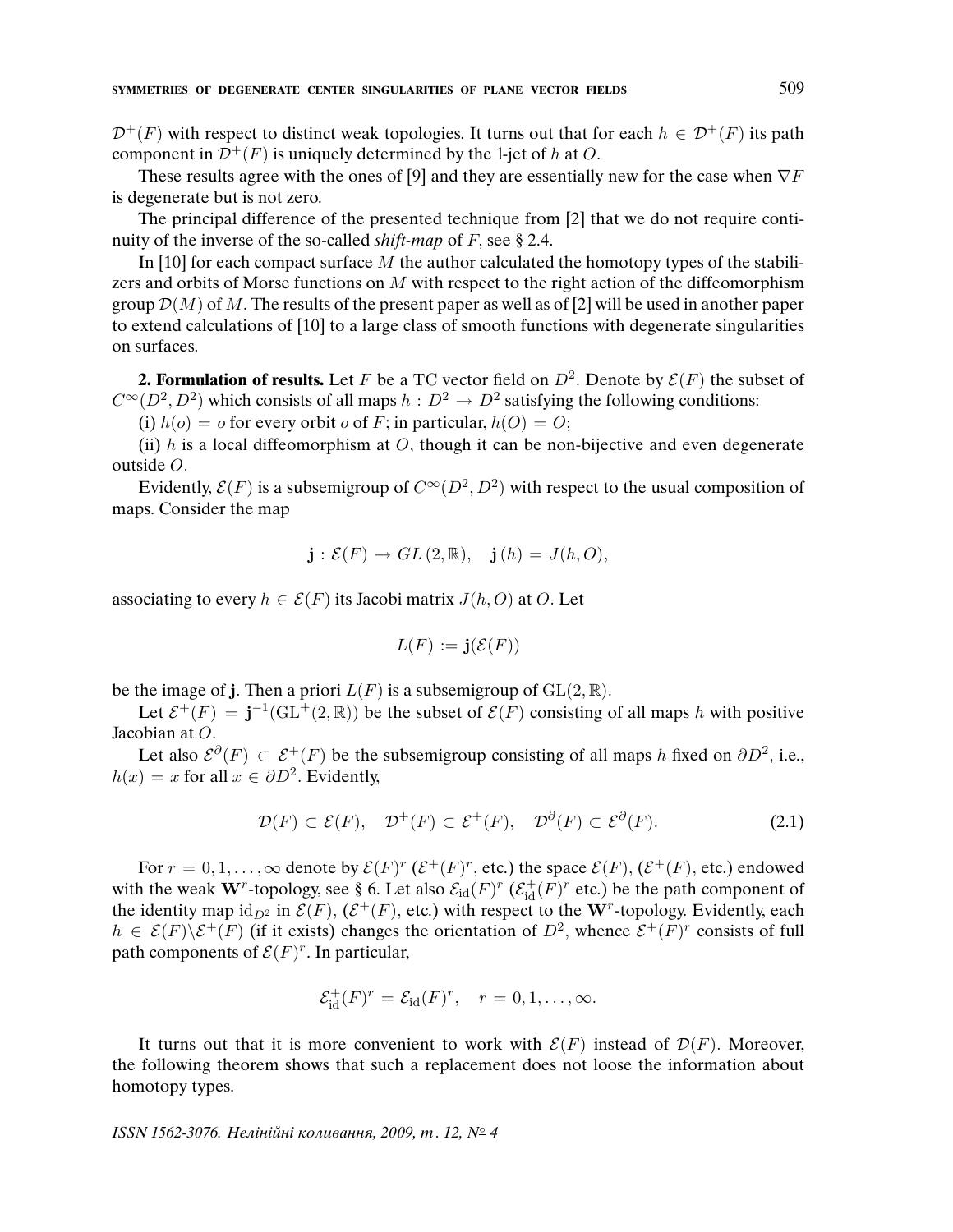$\mathcal{D}^+(F)$ with respect to distinct weak topologies. It turns out that for each $h \in \mathcal{D}^+(F)$ its path component in $\mathcal{D}^+(F)$ is uniquely determined by the 1-jet of $h$ at $O$.

These results agree with the ones of [9] and they are essentially new for the case when $\nabla F$ is degenerate but is not zero.

The principal difference of the presented technique from [2] that we do not require continuity of the inverse of the so-called *shift-map* of $F$, see § 2.4.

In [10] for each compact surface $M$ the author calculated the homotopy types of the stabilizers and orbits of Morse functions on $M$ with respect to the right action of the diffeomorphism group $\mathcal{D}(M)$ of $M$. The results of the present paper as well as of [2] will be used in another paper to extend calculations of [10] to a large class of smooth functions with degenerate singularities on surfaces.

**2. Formulation of results.** Let $F$ be a TC vector field on $D^2$. Denote by $\mathcal{E}(F)$ the subset of $C^\infty(D^2, D^2)$ which consists of all maps $h : D^2 \to D^2$ satisfying the following conditions:

(i) $h(o) = o$ for every orbit $o$ of $F$; in particular, $h(O) = O$;

(ii) $h$ is a local diffeomorphism at $O$, though it can be non-bijective and even degenerate outside $O$.

Evidently, $\mathcal{E}(F)$ is a subsemigroup of $C^\infty(D^2, D^2)$ with respect to the usual composition of maps. Consider the map

$$\mathbf{j} : \mathcal{E}(F) \to GL(2, \mathbb{R}), \quad \mathbf{j}(h) = J(h, O),$$

associating to every $h \in \mathcal{E}(F)$ its Jacobi matrix $J(h, O)$ at $O$. Let

$$L(F) := \mathbf{j}(\mathcal{E}(F))$$

be the image of $\mathbf{j}$. Then a priori $L(F)$ is a subsemigroup of $\mathrm{GL}(2, \mathbb{R})$.

Let $\mathcal{E}^+(F) = \mathbf{j}^{-1}(\mathrm{GL}^+(2, \mathbb{R}))$ be the subset of $\mathcal{E}(F)$ consisting of all maps $h$ with positive Jacobian at $O$.

Let also $\mathcal{E}^\partial(F) \subset \mathcal{E}^+(F)$ be the subsemigroup consisting of all maps $h$ fixed on $\partial D^2$, i.e., $h(x) = x$ for all $x \in \partial D^2$. Evidently,

$$\mathcal{D}(F) \subset \mathcal{E}(F), \quad \mathcal{D}^+(F) \subset \mathcal{E}^+(F), \quad \mathcal{D}^\partial(F) \subset \mathcal{E}^\partial(F). \tag{2.1}$$

For $r = 0, 1, \ldots, \infty$ denote by $\mathcal{E}(F)^r$ ($\mathcal{E}^+(F)^r$, etc.) the space $\mathcal{E}(F)$, ($\mathcal{E}^+(F)$, etc.) endowed with the weak $\mathbf{W}^r$-topology, see § 6. Let also $\mathcal{E}_{\mathrm{id}}(F)^r$ ($\mathcal{E}^+_{\mathrm{id}}(F)^r$ etc.) be the path component of the identity map $\mathrm{id}_{D^2}$ in $\mathcal{E}(F)$, ($\mathcal{E}^+(F)$, etc.) with respect to the $\mathbf{W}^r$-topology. Evidently, each $h \in \mathcal{E}(F) \backslash \mathcal{E}^+(F)$ (if it exists) changes the orientation of $D^2$, whence $\mathcal{E}^+(F)^r$ consists of full path components of $\mathcal{E}(F)^r$. In particular,

$$\mathcal{E}^+_{\mathrm{id}}(F)^r = \mathcal{E}_{\mathrm{id}}(F)^r, \quad r = 0, 1, \ldots, \infty.$$

It turns out that it is more convenient to work with $\mathcal{E}(F)$ instead of $\mathcal{D}(F)$. Moreover, the following theorem shows that such a replacement does not loose the information about homotopy types.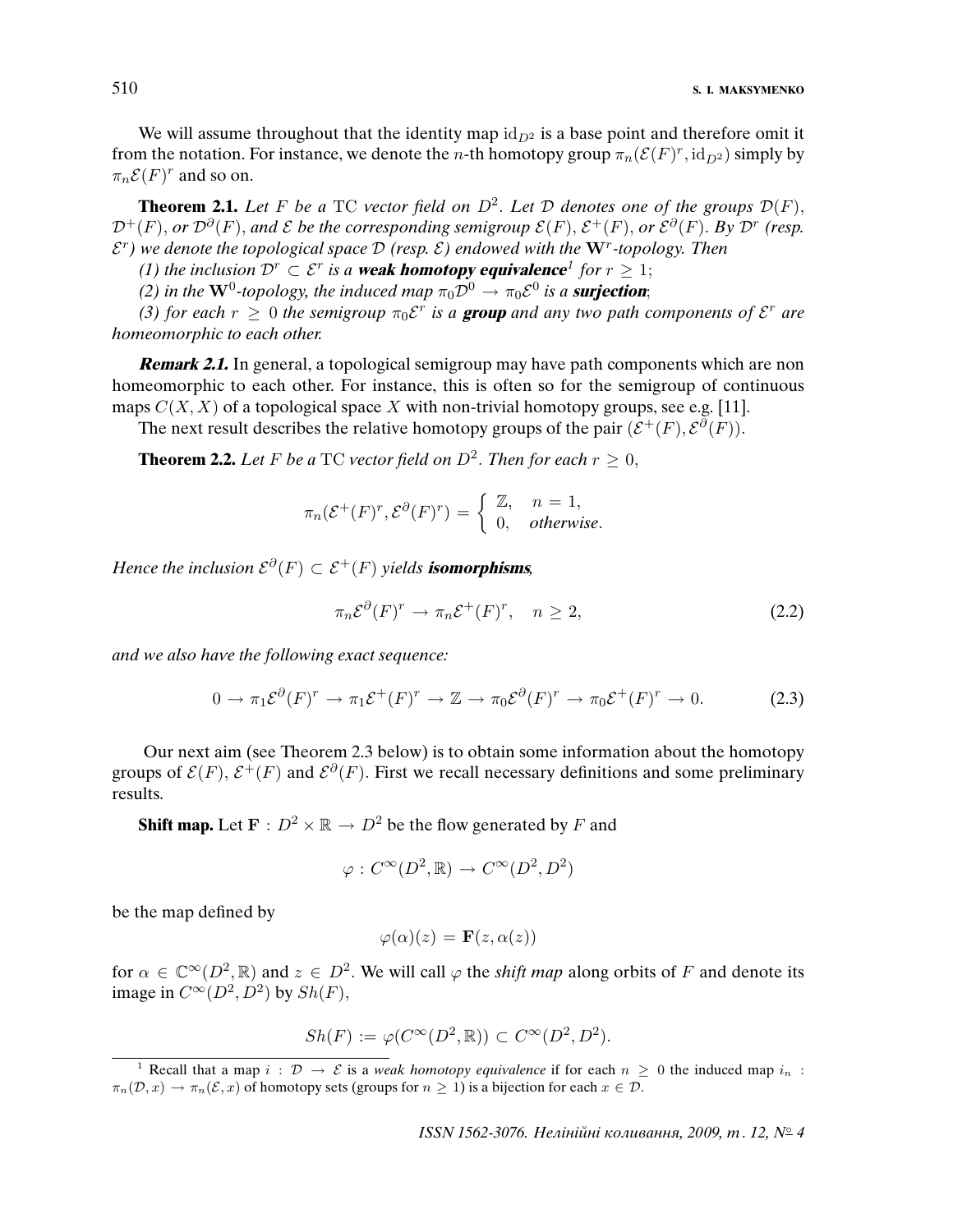We will assume throughout that the identity map $\mathrm{id}_{D^2}$ is a base point and therefore omit it from the notation. For instance, we denote the $n$-th homotopy group $\pi_n(\mathcal{E}(F)^r, \mathrm{id}_{D^2})$ simply by $\pi_n\mathcal{E}(F)^r$ and so on.

**Theorem 2.1.** *Let $F$ be a* TC *vector field on $D^2$. Let $\mathcal{D}$ denotes one of the groups $\mathcal{D}(F)$, $\mathcal{D}^+(F)$, or $\mathcal{D}^\partial(F)$, and $\mathcal{E}$ be the corresponding semigroup $\mathcal{E}(F)$, $\mathcal{E}^+(F)$, or $\mathcal{E}^\partial(F)$. By $\mathcal{D}^r$ (resp. $\mathcal{E}^r$) we denote the topological space $\mathcal{D}$ (resp. $\mathcal{E}$) endowed with the $\mathbf{W}^r$-topology. Then*

*(1) the inclusion $\mathcal{D}^r \subset \mathcal{E}^r$ is a* ***weak homotopy equivalence***[1] *for $r \geq 1$;*

*(2) in the $\mathbf{W}^0$-topology, the induced map $\pi_0\mathcal{D}^0 \to \pi_0\mathcal{E}^0$ is a* ***surjection****;*

*(3) for each $r \geq 0$ the semigroup $\pi_0\mathcal{E}^r$ is a* ***group*** *and any two path components of $\mathcal{E}^r$ are homeomorphic to each other.*

***Remark 2.1.*** In general, a topological semigroup may have path components which are non homeomorphic to each other. For instance, this is often so for the semigroup of continuous maps $C(X, X)$ of a topological space $X$ with non-trivial homotopy groups, see e.g. [11].

The next result describes the relative homotopy groups of the pair $(\mathcal{E}^+(F), \mathcal{E}^\partial(F))$.

**Theorem 2.2.** *Let $F$ be a* TC *vector field on $D^2$. Then for each $r \geq 0$,*

$$\pi_n(\mathcal{E}^+(F)^r, \mathcal{E}^\partial(F)^r) = \begin{cases} \mathbb{Z}, & n = 1, \\ 0, & \textit{otherwise}. \end{cases}$$

*Hence the inclusion $\mathcal{E}^\partial(F) \subset \mathcal{E}^+(F)$ yields* ***isomorphisms****,*

$$\pi_n\mathcal{E}^\partial(F)^r \to \pi_n\mathcal{E}^+(F)^r, \quad n \geq 2, \tag{2.2}$$

*and we also have the following exact sequence:*

$$0 \to \pi_1\mathcal{E}^\partial(F)^r \to \pi_1\mathcal{E}^+(F)^r \to \mathbb{Z} \to \pi_0\mathcal{E}^\partial(F)^r \to \pi_0\mathcal{E}^+(F)^r \to 0. \tag{2.3}$$

Our next aim (see Theorem 2.3 below) is to obtain some information about the homotopy groups of $\mathcal{E}(F)$, $\mathcal{E}^+(F)$ and $\mathcal{E}^\partial(F)$. First we recall necessary definitions and some preliminary results.

**Shift map.** Let $\mathbf{F} : D^2 \times \mathbb{R} \to D^2$ be the flow generated by $F$ and

$$\varphi : C^\infty(D^2, \mathbb{R}) \to C^\infty(D^2, D^2)$$

be the map defined by

$$\varphi(\alpha)(z) = \mathbf{F}(z, \alpha(z))$$

for $\alpha \in \mathbb{C}^\infty(D^2, \mathbb{R})$ and $z \in D^2$. We will call $\varphi$ the *shift map* along orbits of $F$ and denote its image in $C^\infty(D^2, D^2)$ by $Sh(F)$,

$$Sh(F) := \varphi(C^\infty(D^2, \mathbb{R})) \subset C^\infty(D^2, D^2).$$

---

[1] Recall that a map $i : \mathcal{D} \to \mathcal{E}$ is a *weak homotopy equivalence* if for each $n \geq 0$ the induced map $i_n : \pi_n(\mathcal{D}, x) \to \pi_n(\mathcal{E}, x)$ of homotopy sets (groups for $n \geq 1$) is a bijection for each $x \in \mathcal{D}$.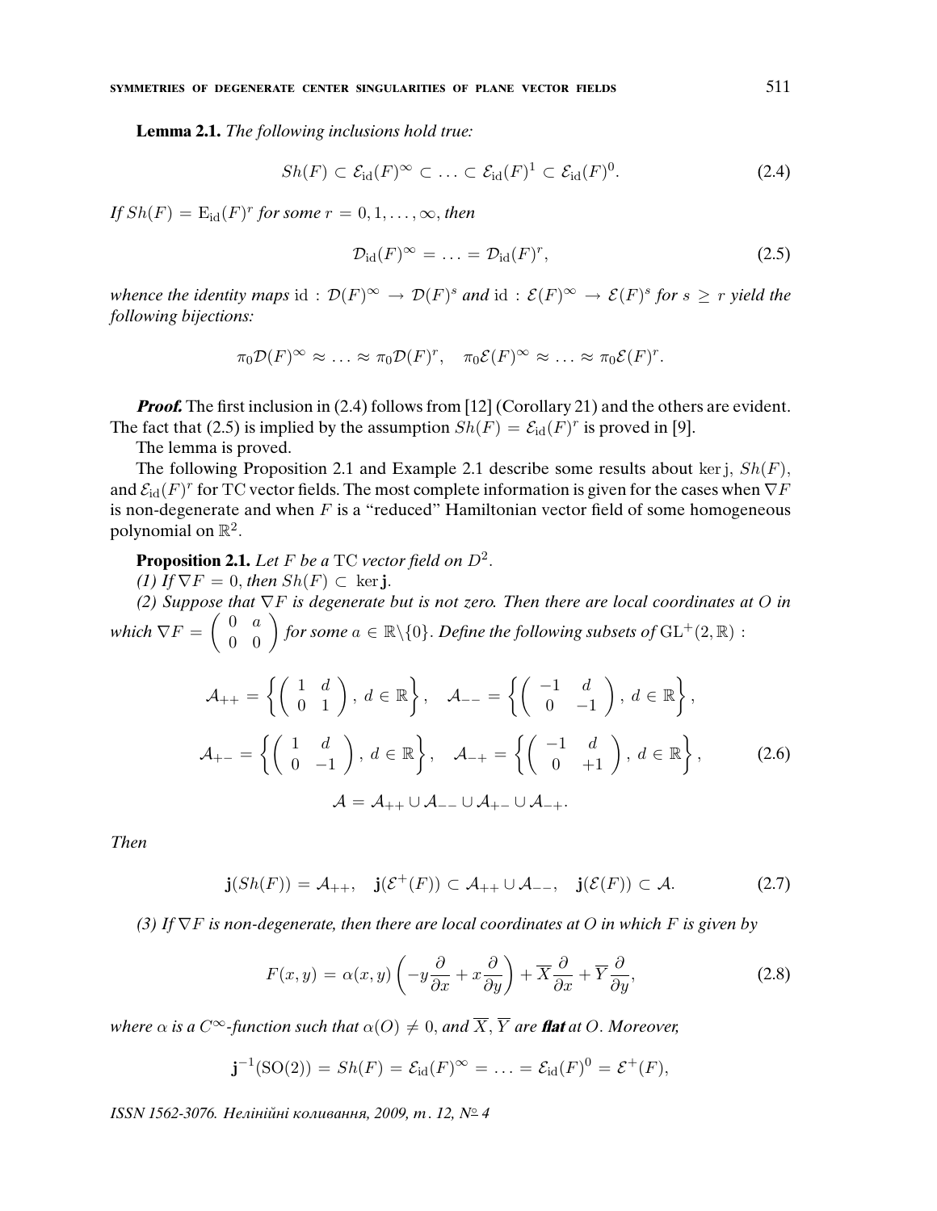**Lemma 2.1.** *The following inclusions hold true:*

$$Sh(F) \subset \mathcal{E}_{\mathrm{id}}(F)^{\infty} \subset \ldots \subset \mathcal{E}_{\mathrm{id}}(F)^{1} \subset \mathcal{E}_{\mathrm{id}}(F)^{0}. \tag{2.4}$$

*If $Sh(F) = \mathrm{E}_{\mathrm{id}}(F)^r$ for some $r = 0, 1, \ldots, \infty$, then*

$$\mathcal{D}_{\mathrm{id}}(F)^{\infty} = \ldots = \mathcal{D}_{\mathrm{id}}(F)^{r}, \tag{2.5}$$

*whence the identity maps $\mathrm{id} : \mathcal{D}(F)^{\infty} \to \mathcal{D}(F)^{s}$ and $\mathrm{id} : \mathcal{E}(F)^{\infty} \to \mathcal{E}(F)^{s}$ for $s \geq r$ yield the following bijections:*

$$\pi_0\mathcal{D}(F)^{\infty} \approx \ldots \approx \pi_0\mathcal{D}(F)^{r}, \quad \pi_0\mathcal{E}(F)^{\infty} \approx \ldots \approx \pi_0\mathcal{E}(F)^{r}.$$

***Proof.*** The first inclusion in (2.4) follows from [12] (Corollary 21) and the others are evident. The fact that (2.5) is implied by the assumption $Sh(F) = \mathcal{E}_{\mathrm{id}}(F)^r$ is proved in [9].

The lemma is proved.

The following Proposition 2.1 and Example 2.1 describe some results about $\ker \mathrm{j}$, $Sh(F)$, and $\mathcal{E}_{\mathrm{id}}(F)^r$ for TC vector fields. The most complete information is given for the cases when $\nabla F$ is non-degenerate and when $F$ is a "reduced" Hamiltonian vector field of some homogeneous polynomial on $\mathbb{R}^2$.

**Proposition 2.1.** *Let $F$ be a* TC *vector field on $D^2$.*

*(1) If $\nabla F = 0$, then $Sh(F) \subset \ker \mathbf{j}$.*

*(2) Suppose that $\nabla F$ is degenerate but is not zero. Then there are local coordinates at $O$ in which $\nabla F = \begin{pmatrix} 0 & a \\ 0 & 0 \end{pmatrix}$ for some $a \in \mathbb{R}\backslash\{0\}$. Define the following subsets of $\mathrm{GL}^+(2, \mathbb{R})$ :*

$$\mathcal{A}_{++} = \left\{ \begin{pmatrix} 1 & d \\ 0 & 1 \end{pmatrix}, \, d \in \mathbb{R} \right\}, \quad \mathcal{A}_{--} = \left\{ \begin{pmatrix} -1 & d \\ 0 & -1 \end{pmatrix}, \, d \in \mathbb{R} \right\},$$

$$\mathcal{A}_{+-} = \left\{ \begin{pmatrix} 1 & d \\ 0 & -1 \end{pmatrix}, \, d \in \mathbb{R} \right\}, \quad \mathcal{A}_{-+} = \left\{ \begin{pmatrix} -1 & d \\ 0 & +1 \end{pmatrix}, \, d \in \mathbb{R} \right\}, \tag{2.6}$$

$$\mathcal{A} = \mathcal{A}_{++} \cup \mathcal{A}_{--} \cup \mathcal{A}_{+-} \cup \mathcal{A}_{-+}.$$

*Then*

$$\mathbf{j}(Sh(F)) = \mathcal{A}_{++}, \quad \mathbf{j}(\mathcal{E}^+(F)) \subset \mathcal{A}_{++} \cup \mathcal{A}_{--}, \quad \mathbf{j}(\mathcal{E}(F)) \subset \mathcal{A}. \tag{2.7}$$

*(3) If $\nabla F$ is non-degenerate, then there are local coordinates at $O$ in which $F$ is given by*

$$F(x, y) = \alpha(x, y) \left( -y\frac{\partial}{\partial x} + x\frac{\partial}{\partial y} \right) + \overline{X}\frac{\partial}{\partial x} + \overline{Y}\frac{\partial}{\partial y}, \tag{2.8}$$

*where $\alpha$ is a $C^\infty$-function such that $\alpha(O) \neq 0$, and $\overline{X}, \overline{Y}$ are **flat** at $O$. Moreover,*

$$\mathbf{j}^{-1}(\mathrm{SO}(2)) = Sh(F) = \mathcal{E}_{\mathrm{id}}(F)^{\infty} = \ldots = \mathcal{E}_{\mathrm{id}}(F)^{0} = \mathcal{E}^{+}(F),$$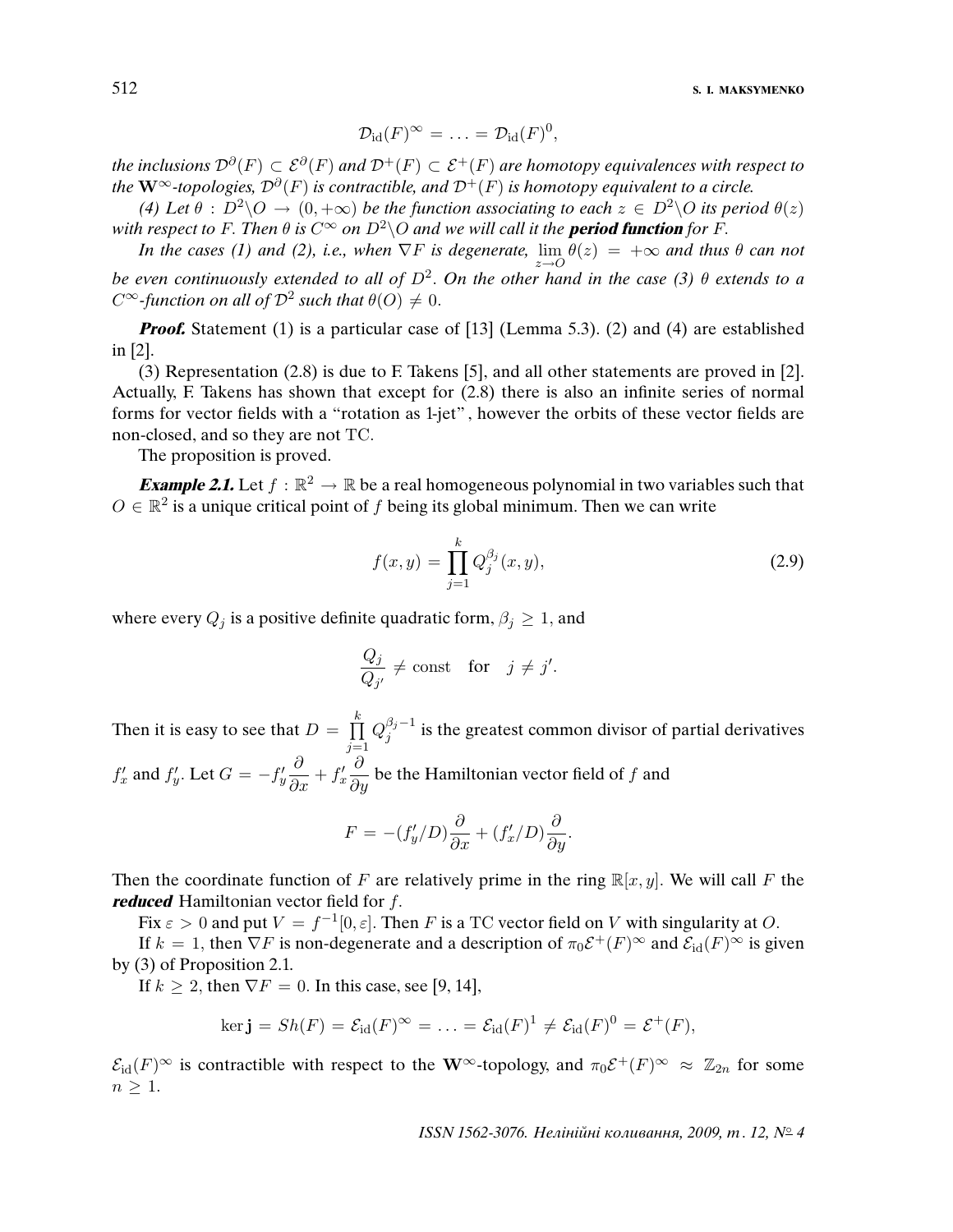$$\mathcal{D}_{\rm id}(F)^{\infty} = \ldots = \mathcal{D}_{\rm id}(F)^{0},$$

*the inclusions $\mathcal{D}^{\partial}(F) \subset \mathcal{E}^{\partial}(F)$ and $\mathcal{D}^{+}(F) \subset \mathcal{E}^{+}(F)$ are homotopy equivalences with respect to the $\mathbf{W}^{\infty}$-topologies, $\mathcal{D}^{\partial}(F)$ is contractible, and $\mathcal{D}^{+}(F)$ is homotopy equivalent to a circle.*

*(4) Let $\theta : D^2 \backslash O \to (0, +\infty)$ be the function associating to each $z \in D^2 \backslash O$ its period $\theta(z)$ with respect to $F$. Then $\theta$ is $C^{\infty}$ on $D^2 \backslash O$ and we will call it the* ***period function*** *for $F$.*

*In the cases (1) and (2), i.e., when $\nabla F$ is degenerate, $\lim\limits_{z \to O} \theta(z) = +\infty$ and thus $\theta$ can not be even continuously extended to all of $D^2$. On the other hand in the case (3) $\theta$ extends to a $C^{\infty}$-function on all of $\mathcal{D}^2$ such that $\theta(O) \neq 0$.*

***Proof.*** Statement (1) is a particular case of [13] (Lemma 5.3). (2) and (4) are established in [2].

(3) Representation (2.8) is due to F. Takens [5], and all other statements are proved in [2]. Actually, F. Takens has shown that except for (2.8) there is also an infinite series of normal forms for vector fields with a "rotation as 1-jet", however the orbits of these vector fields are non-closed, and so they are not TC.

The proposition is proved.

***Example 2.1.*** Let $f : \mathbb{R}^2 \to \mathbb{R}$ be a real homogeneous polynomial in two variables such that $O \in \mathbb{R}^2$ is a unique critical point of $f$ being its global minimum. Then we can write

$$f(x, y) = \prod_{j=1}^{k} Q_j^{\beta_j}(x, y), \tag{2.9}$$

where every $Q_j$ is a positive definite quadratic form, $\beta_j \geq 1$, and

$$\frac{Q_j}{Q_{j'}} \neq \text{const} \quad \text{for} \quad j \neq j'.$$

Then it is easy to see that $D = \prod\limits_{j=1}^{k} Q_j^{\beta_j - 1}$ is the greatest common divisor of partial derivatives $f'_x$ and $f'_y$. Let $G = -f'_y \dfrac{\partial}{\partial x} + f'_x \dfrac{\partial}{\partial y}$ be the Hamiltonian vector field of $f$ and

$$F = -(f'_y/D)\frac{\partial}{\partial x} + (f'_x/D)\frac{\partial}{\partial y}.$$

Then the coordinate function of $F$ are relatively prime in the ring $\mathbb{R}[x, y]$. We will call $F$ the ***reduced*** Hamiltonian vector field for $f$.

Fix $\varepsilon > 0$ and put $V = f^{-1}[0, \varepsilon]$. Then $F$ is a TC vector field on $V$ with singularity at $O$.

If $k = 1$, then $\nabla F$ is non-degenerate and a description of $\pi_0 \mathcal{E}^{+}(F)^{\infty}$ and $\mathcal{E}_{\rm id}(F)^{\infty}$ is given by (3) of Proposition 2.1.

If $k \geq 2$, then $\nabla F = 0$. In this case, see [9, 14],

$$\ker \mathbf{j} = Sh(F) = \mathcal{E}_{\rm id}(F)^{\infty} = \ldots = \mathcal{E}_{\rm id}(F)^{1} \neq \mathcal{E}_{\rm id}(F)^{0} = \mathcal{E}^{+}(F),$$

$\mathcal{E}_{\rm id}(F)^{\infty}$ is contractible with respect to the $\mathbf{W}^{\infty}$-topology, and $\pi_0 \mathcal{E}^{+}(F)^{\infty} \approx \mathbb{Z}_{2n}$ for some $n \geq 1$.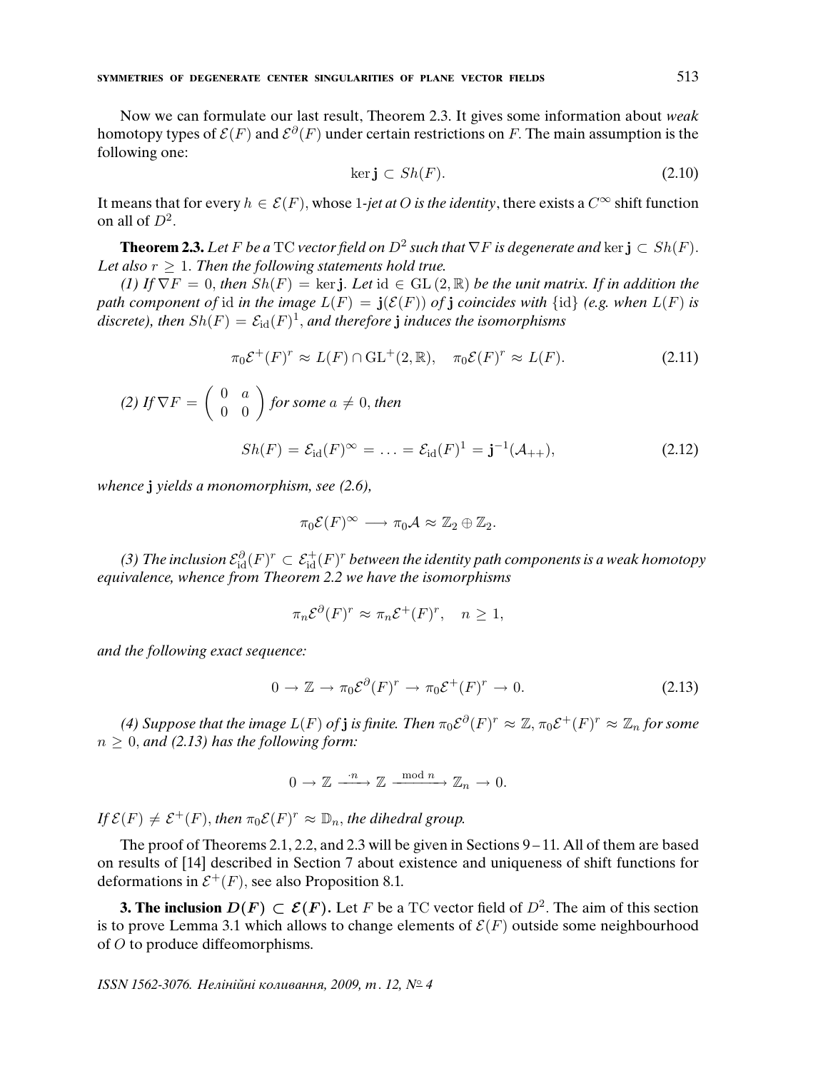Now we can formulate our last result, Theorem 2.3. It gives some information about *weak* homotopy types of $\mathcal{E}(F)$ and $\mathcal{E}^{\partial}(F)$ under certain restrictions on $F$. The main assumption is the following one:

$$\ker \mathbf{j} \subset Sh(F). \tag{2.10}$$

It means that for every $h \in \mathcal{E}(F)$, whose $1$-*jet at* $O$ *is the identity*, there exists a $C^{\infty}$ shift function on all of $D^2$.

**Theorem 2.3.** *Let $F$ be a* TC *vector field on $D^2$ such that $\nabla F$ is degenerate and $\ker \mathbf{j} \subset Sh(F)$. Let also $r \geq 1$. Then the following statements hold true.*

*(1) If $\nabla F = 0$, then $Sh(F) = \ker \mathbf{j}$. Let $\mathrm{id} \in \mathrm{GL}\,(2, \mathbb{R})$ be the unit matrix. If in addition the path component of* id *in the image $L(F) = \mathbf{j}(\mathcal{E}(F))$ of $\mathbf{j}$ coincides with $\{\mathrm{id}\}$ (e.g. when $L(F)$ is discrete), then $Sh(F) = \mathcal{E}_{\mathrm{id}}(F)^1$, and therefore $\mathbf{j}$ induces the isomorphisms*

$$\pi_0 \mathcal{E}^{+}(F)^r \approx L(F) \cap \mathrm{GL}^{+}(2, \mathbb{R}), \quad \pi_0 \mathcal{E}(F)^r \approx L(F). \tag{2.11}$$

*(2) If $\nabla F = \begin{pmatrix} 0 & a \\ 0 & 0 \end{pmatrix}$ for some $a \neq 0$, then*

$$Sh(F) = \mathcal{E}_{\mathrm{id}}(F)^{\infty} = \ldots = \mathcal{E}_{\mathrm{id}}(F)^1 = \mathbf{j}^{-1}(\mathcal{A}_{++}), \tag{2.12}$$

*whence $\mathbf{j}$ yields a monomorphism, see (2.6),*

$$\pi_0 \mathcal{E}(F)^{\infty} \longrightarrow \pi_0 \mathcal{A} \approx \mathbb{Z}_2 \oplus \mathbb{Z}_2.$$

*(3) The inclusion $\mathcal{E}^{\partial}_{\mathrm{id}}(F)^r \subset \mathcal{E}^{+}_{\mathrm{id}}(F)^r$ between the identity path components is a weak homotopy equivalence, whence from Theorem 2.2 we have the isomorphisms*

$$\pi_n \mathcal{E}^{\partial}(F)^r \approx \pi_n \mathcal{E}^{+}(F)^r, \quad n \geq 1,$$

*and the following exact sequence:*

$$0 \to \mathbb{Z} \to \pi_0 \mathcal{E}^{\partial}(F)^r \to \pi_0 \mathcal{E}^{+}(F)^r \to 0. \tag{2.13}$$

*(4) Suppose that the image $L(F)$ of $\mathbf{j}$ is finite. Then $\pi_0 \mathcal{E}^{\partial}(F)^r \approx \mathbb{Z}$, $\pi_0 \mathcal{E}^{+}(F)^r \approx \mathbb{Z}_n$ for some $n \geq 0$, and (2.13) has the following form:*

$$0 \to \mathbb{Z} \xrightarrow{\;\cdot n\;} \mathbb{Z} \xrightarrow{\;\bmod n\;} \mathbb{Z}_n \to 0.$$

*If $\mathcal{E}(F) \neq \mathcal{E}^{+}(F)$, then $\pi_0 \mathcal{E}(F)^r \approx \mathbb{D}_n$, the dihedral group.*

The proof of Theorems 2.1, 2.2, and 2.3 will be given in Sections 9 – 11. All of them are based on results of [14] described in Section 7 about existence and uniqueness of shift functions for deformations in $\mathcal{E}^{+}(F)$, see also Proposition 8.1.

**3. The inclusion $D(F) \subset \mathcal{E}(F)$.** Let $F$ be a TC vector field of $D^2$. The aim of this section is to prove Lemma 3.1 which allows to change elements of $\mathcal{E}(F)$ outside some neighbourhood of $O$ to produce diffeomorphisms.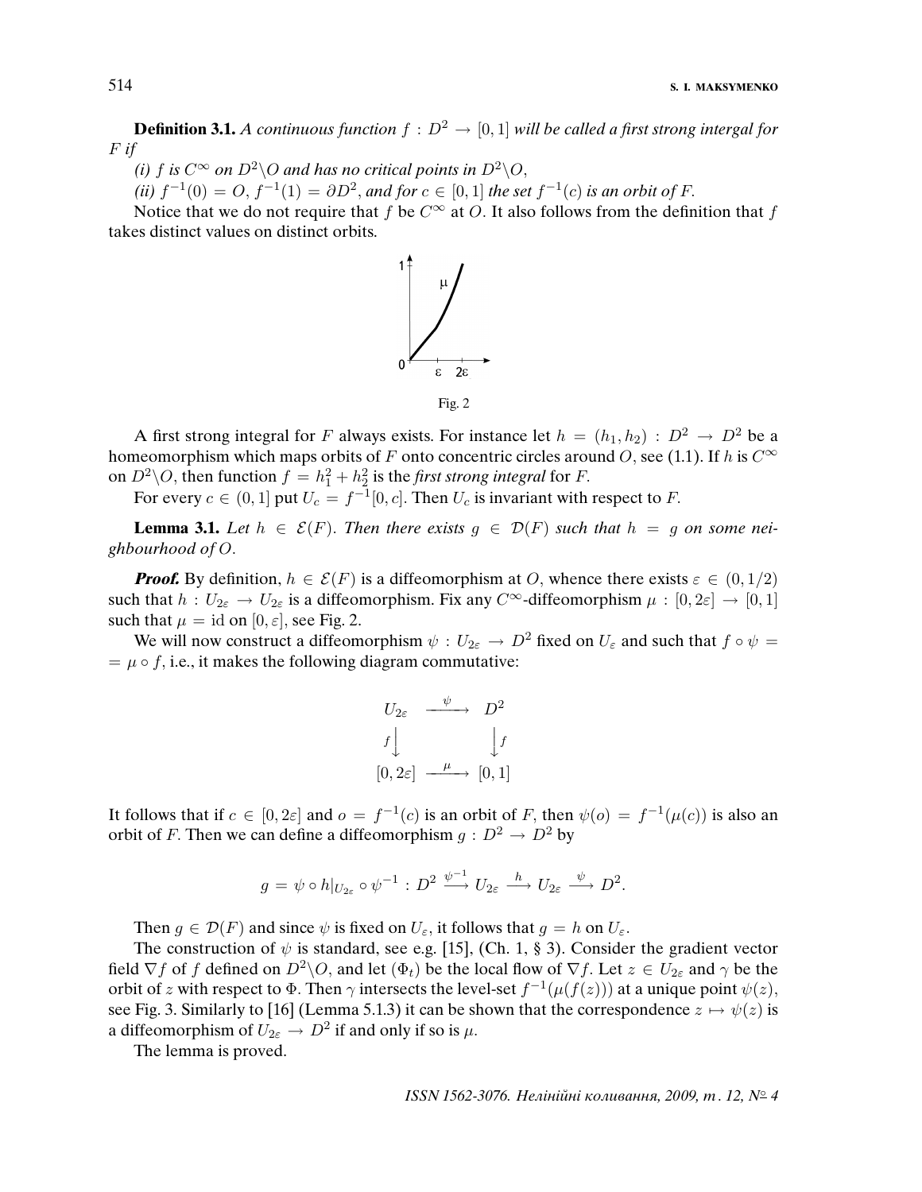**Definition 3.1.** *A continuous function $f : D^2 \to [0,1]$ will be called a first strong intergal for $F$ if*

*(i) $f$ is $C^\infty$ on $D^2 \backslash O$ and has no critical points in $D^2 \backslash O$,*

*(ii) $f^{-1}(0) = O$, $f^{-1}(1) = \partial D^2$, and for $c \in [0,1]$ the set $f^{-1}(c)$ is an orbit of $F$.*

Notice that we do not require that $f$ be $C^\infty$ at $O$. It also follows from the definition that $f$ takes distinct values on distinct orbits.

Fig. 2

A first strong integral for $F$ always exists. For instance let $h = (h_1, h_2) : D^2 \to D^2$ be a homeomorphism which maps orbits of $F$ onto concentric circles around $O$, see (1.1). If $h$ is $C^\infty$ on $D^2 \backslash O$, then function $f = h_1^2 + h_2^2$ is the *first strong integral* for $F$.

For every $c \in (0,1]$ put $U_c = f^{-1}[0,c]$. Then $U_c$ is invariant with respect to $F$.

**Lemma 3.1.** *Let $h \in \mathcal{E}(F)$. Then there exists $g \in \mathcal{D}(F)$ such that $h = g$ on some neighbourhood of $O$.*

***Proof.*** By definition, $h \in \mathcal{E}(F)$ is a diffeomorphism at $O$, whence there exists $\varepsilon \in (0, 1/2)$ such that $h : U_{2\varepsilon} \to U_{2\varepsilon}$ is a diffeomorphism. Fix any $C^\infty$-diffeomorphism $\mu : [0, 2\varepsilon] \to [0,1]$ such that $\mu = \mathrm{id}$ on $[0, \varepsilon]$, see Fig. 2.

We will now construct a diffeomorphism $\psi : U_{2\varepsilon} \to D^2$ fixed on $U_\varepsilon$ and such that $f \circ \psi = \mu \circ f$, i.e., it makes the following diagram commutative:

$$\begin{array}{ccc} U_{2\varepsilon} & \xrightarrow{\psi} & D^2 \\ {\scriptstyle f}\downarrow & & \downarrow{\scriptstyle f} \\ [0, 2\varepsilon] & \xrightarrow{\mu} & [0,1] \end{array}$$

It follows that if $c \in [0, 2\varepsilon]$ and $o = f^{-1}(c)$ is an orbit of $F$, then $\psi(o) = f^{-1}(\mu(c))$ is also an orbit of $F$. Then we can define a diffeomorphism $g : D^2 \to D^2$ by

$$g = \psi \circ h|_{U_{2\varepsilon}} \circ \psi^{-1} : D^2 \xrightarrow{\psi^{-1}} U_{2\varepsilon} \xrightarrow{h} U_{2\varepsilon} \xrightarrow{\psi} D^2.$$

Then $g \in \mathcal{D}(F)$ and since $\psi$ is fixed on $U_\varepsilon$, it follows that $g = h$ on $U_\varepsilon$.

The construction of $\psi$ is standard, see e.g. [15], (Ch. 1, § 3). Consider the gradient vector field $\nabla f$ of $f$ defined on $D^2 \backslash O$, and let $(\Phi_t)$ be the local flow of $\nabla f$. Let $z \in U_{2\varepsilon}$ and $\gamma$ be the orbit of $z$ with respect to $\Phi$. Then $\gamma$ intersects the level-set $f^{-1}(\mu(f(z)))$ at a unique point $\psi(z)$, see Fig. 3. Similarly to [16] (Lemma 5.1.3) it can be shown that the correspondence $z \mapsto \psi(z)$ is a diffeomorphism of $U_{2\varepsilon} \to D^2$ if and only if so is $\mu$.

The lemma is proved.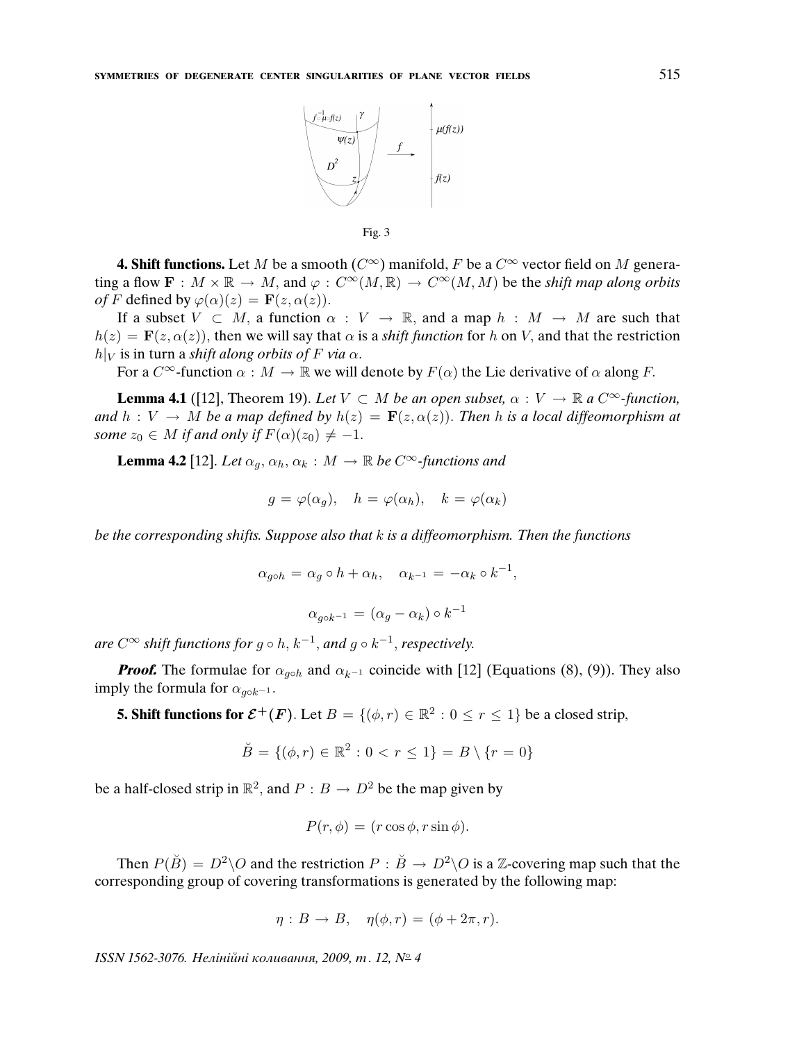Fig. 3

**4. Shift functions.** Let $M$ be a smooth ($C^\infty$) manifold, $F$ be a $C^\infty$ vector field on $M$ generating a flow $\mathbf{F} : M \times \mathbb{R} \to M$, and $\varphi : C^\infty(M, \mathbb{R}) \to C^\infty(M, M)$ be the *shift map along orbits of* $F$ defined by $\varphi(\alpha)(z) = \mathbf{F}(z, \alpha(z))$.

If a subset $V \subset M$, a function $\alpha : V \to \mathbb{R}$, and a map $h : M \to M$ are such that $h(z) = \mathbf{F}(z, \alpha(z))$, then we will say that $\alpha$ is a *shift function* for $h$ on $V$, and that the restriction $h|_V$ is in turn a *shift along orbits of $F$ via* $\alpha$.

For a $C^\infty$-function $\alpha : M \to \mathbb{R}$ we will denote by $F(\alpha)$ the Lie derivative of $\alpha$ along $F$.

**Lemma 4.1** ([12], Theorem 19). *Let $V \subset M$ be an open subset, $\alpha : V \to \mathbb{R}$ a $C^\infty$-function, and $h : V \to M$ be a map defined by $h(z) = \mathbf{F}(z, \alpha(z))$. Then $h$ is a local diffeomorphism at some $z_0 \in M$ if and only if $F(\alpha)(z_0) \neq -1$.*

**Lemma 4.2** [12]. *Let $\alpha_g, \alpha_h, \alpha_k : M \to \mathbb{R}$ be $C^\infty$-functions and*

$$g = \varphi(\alpha_g), \quad h = \varphi(\alpha_h), \quad k = \varphi(\alpha_k)$$

*be the corresponding shifts. Suppose also that $k$ is a diffeomorphism. Then the functions*

$$\alpha_{g \circ h} = \alpha_g \circ h + \alpha_h, \quad \alpha_{k^{-1}} = -\alpha_k \circ k^{-1},$$

$$\alpha_{g \circ k^{-1}} = (\alpha_g - \alpha_k) \circ k^{-1}$$

*are $C^\infty$ shift functions for $g \circ h$, $k^{-1}$, and $g \circ k^{-1}$, respectively.*

***Proof.*** The formulae for $\alpha_{g \circ h}$ and $\alpha_{k^{-1}}$ coincide with [12] (Equations (8), (9)). They also imply the formula for $\alpha_{g \circ k^{-1}}$.

**5. Shift functions for $\mathcal{E}^+(F)$.** Let $B = \{(\phi, r) \in \mathbb{R}^2 : 0 \leq r \leq 1\}$ be a closed strip,

$$\breve{B} = \{(\phi, r) \in \mathbb{R}^2 : 0 < r \leq 1\} = B \setminus \{r = 0\}$$

be a half-closed strip in $\mathbb{R}^2$, and $P : B \to D^2$ be the map given by

$$P(r, \phi) = (r \cos \phi, r \sin \phi).$$

Then $P(\breve{B}) = D^2 \setminus O$ and the restriction $P : \breve{B} \to D^2 \setminus O$ is a $\mathbb{Z}$-covering map such that the corresponding group of covering transformations is generated by the following map:

$$\eta : B \to B, \quad \eta(\phi, r) = (\phi + 2\pi, r).$$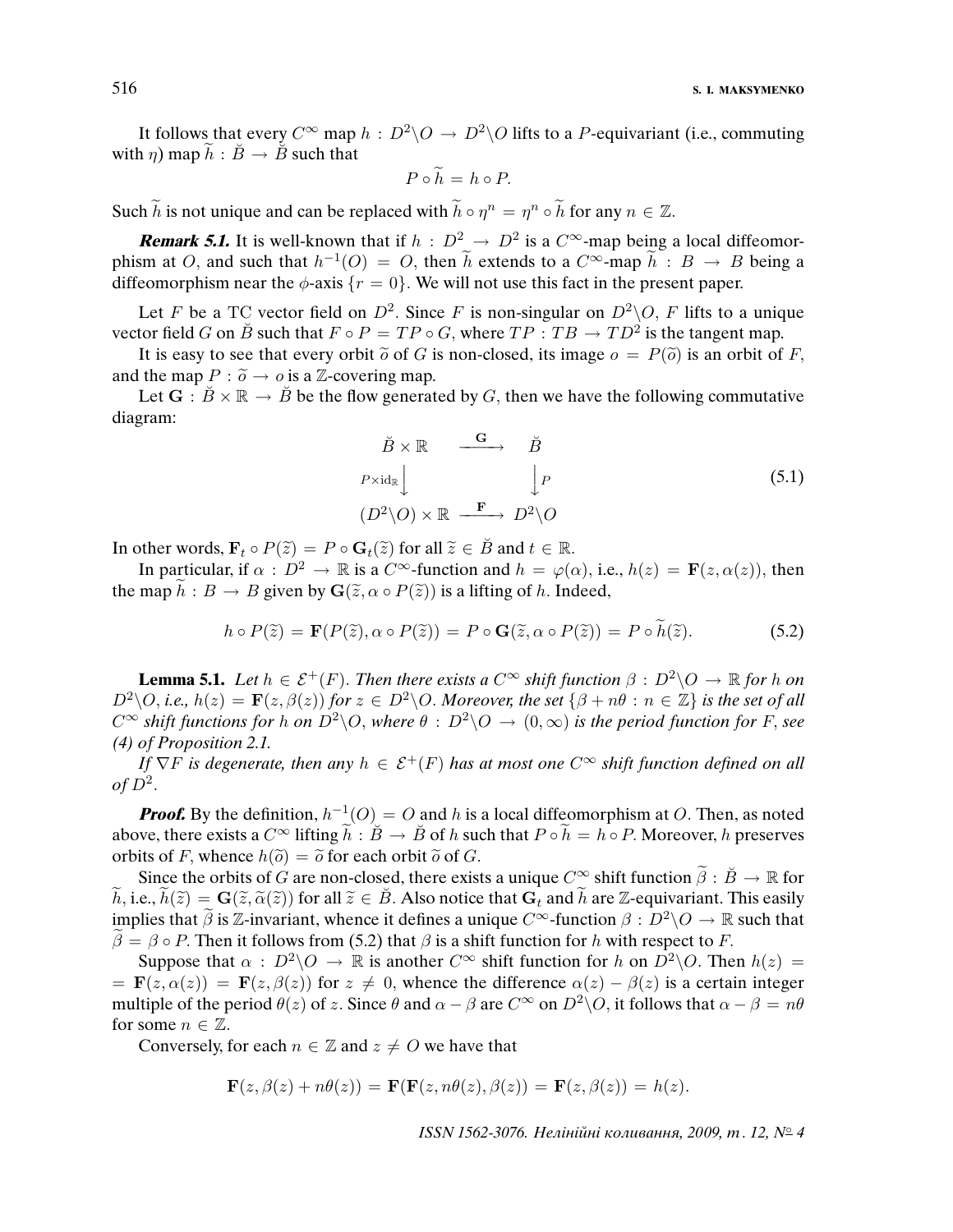It follows that every $C^\infty$ map $h : D^2\backslash O \to D^2\backslash O$ lifts to a $P$-equivariant (i.e., commuting with $\eta$) map $\widetilde{h} : \breve{B} \to \breve{B}$ such that

$$P \circ \widetilde{h} = h \circ P.$$

Such $\widetilde{h}$ is not unique and can be replaced with $\widetilde{h} \circ \eta^n = \eta^n \circ \widetilde{h}$ for any $n \in \mathbb{Z}$.

***Remark 5.1.*** It is well-known that if $h : D^2 \to D^2$ is a $C^\infty$-map being a local diffeomorphism at $O$, and such that $h^{-1}(O) = O$, then $\widetilde{h}$ extends to a $C^\infty$-map $\widetilde{h} : B \to B$ being a diffeomorphism near the $\phi$-axis $\{r = 0\}$. We will not use this fact in the present paper.

Let $F$ be a TC vector field on $D^2$. Since $F$ is non-singular on $D^2\backslash O$, $F$ lifts to a unique vector field $G$ on $\breve{B}$ such that $F \circ P = TP \circ G$, where $TP : TB \to TD^2$ is the tangent map.

It is easy to see that every orbit $\widetilde{o}$ of $G$ is non-closed, its image $o = P(\widetilde{o})$ is an orbit of $F$, and the map $P : \widetilde{o} \to o$ is a $\mathbb{Z}$-covering map.

Let $\mathbf{G} : \breve{B} \times \mathbb{R} \to \breve{B}$ be the flow generated by $G$, then we have the following commutative diagram:

$$\begin{array}{ccc} \breve{B} \times \mathbb{R} & \xrightarrow{\mathbf{G}} & \breve{B} \\ {\scriptstyle P\times \mathrm{id}_{\mathbb{R}}}\Big\downarrow & & \Big\downarrow {\scriptstyle P} \\ (D^2\backslash O) \times \mathbb{R} & \xrightarrow{\mathbf{F}} & D^2\backslash O \end{array} \tag{5.1}$$

In other words, $\mathbf{F}_t \circ P(\widetilde{z}) = P \circ \mathbf{G}_t(\widetilde{z})$ for all $\widetilde{z} \in \breve{B}$ and $t \in \mathbb{R}$.

In particular, if $\alpha : D^2 \to \mathbb{R}$ is a $C^\infty$-function and $h = \varphi(\alpha)$, i.e., $h(z) = \mathbf{F}(z, \alpha(z))$, then the map $\widetilde{h} : B \to B$ given by $\mathbf{G}(\widetilde{z}, \alpha \circ P(\widetilde{z}))$ is a lifting of $h$. Indeed,

$$h \circ P(\widetilde{z}) = \mathbf{F}(P(\widetilde{z}), \alpha \circ P(\widetilde{z})) = P \circ \mathbf{G}(\widetilde{z}, \alpha \circ P(\widetilde{z})) = P \circ \widetilde{h}(\widetilde{z}). \tag{5.2}$$

**Lemma 5.1.** *Let $h \in \mathcal{E}^+(F)$. Then there exists a $C^\infty$ shift function $\beta : D^2\backslash O \to \mathbb{R}$ for $h$ on $D^2\backslash O$, i.e., $h(z) = \mathbf{F}(z, \beta(z))$ for $z \in D^2\backslash O$. Moreover, the set $\{\beta + n\theta : n \in \mathbb{Z}\}$ is the set of all $C^\infty$ shift functions for $h$ on $D^2\backslash O$, where $\theta : D^2\backslash O \to (0, \infty)$ is the period function for $F$, see (4) of Proposition 2.1.*

*If $\nabla F$ is degenerate, then any $h \in \mathcal{E}^+(F)$ has at most one $C^\infty$ shift function defined on all of $D^2$.*

***Proof.*** By the definition, $h^{-1}(O) = O$ and $h$ is a local diffeomorphism at $O$. Then, as noted above, there exists a $C^\infty$ lifting $\widetilde{h} : \breve{B} \to \breve{B}$ of $h$ such that $P \circ \widetilde{h} = h \circ P$. Moreover, $h$ preserves orbits of $F$, whence $h(\widetilde{o}) = \widetilde{o}$ for each orbit $\widetilde{o}$ of $G$.

Since the orbits of $G$ are non-closed, there exists a unique $C^\infty$ shift function $\widetilde{\beta} : \breve{B} \to \mathbb{R}$ for $\widetilde{h}$, i.e., $\widetilde{h}(\widetilde{z}) = \mathbf{G}(\widetilde{z}, \widetilde{\alpha}(\widetilde{z}))$ for all $\widetilde{z} \in \breve{B}$. Also notice that $\mathbf{G}_t$ and $\widetilde{h}$ are $\mathbb{Z}$-equivariant. This easily implies that $\widetilde{\beta}$ is $\mathbb{Z}$-invariant, whence it defines a unique $C^\infty$-function $\beta : D^2\backslash O \to \mathbb{R}$ such that $\widetilde{\beta} = \beta \circ P$. Then it follows from (5.2) that $\beta$ is a shift function for $h$ with respect to $F$.

Suppose that $\alpha : D^2\backslash O \to \mathbb{R}$ is another $C^\infty$ shift function for $h$ on $D^2\backslash O$. Then $h(z) = \mathbf{F}(z, \alpha(z)) = \mathbf{F}(z, \beta(z))$ for $z \neq 0$, whence the difference $\alpha(z) - \beta(z)$ is a certain integer multiple of the period $\theta(z)$ of $z$. Since $\theta$ and $\alpha - \beta$ are $C^\infty$ on $D^2\backslash O$, it follows that $\alpha - \beta = n\theta$ for some $n \in \mathbb{Z}$.

Conversely, for each $n \in \mathbb{Z}$ and $z \neq O$ we have that

$$\mathbf{F}(z, \beta(z) + n\theta(z)) = \mathbf{F}(\mathbf{F}(z, n\theta(z), \beta(z)) = \mathbf{F}(z, \beta(z)) = h(z).$$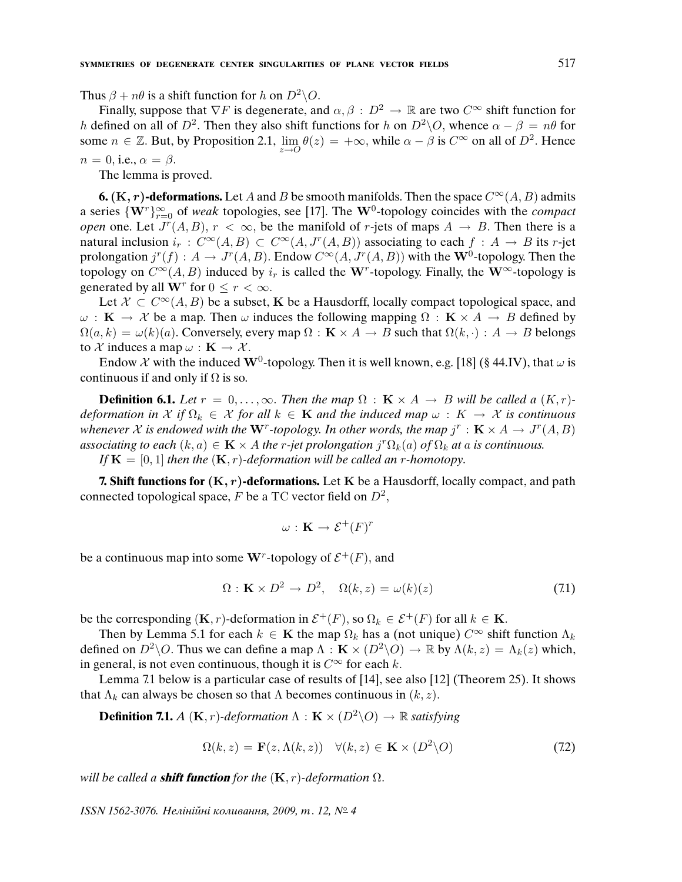Thus $\beta + n\theta$ is a shift function for $h$ on $D^2\backslash O$.

Finally, suppose that $\nabla F$ is degenerate, and $\alpha, \beta : D^2 \to \mathbb{R}$ are two $C^\infty$ shift function for $h$ defined on all of $D^2$. Then they also shift functions for $h$ on $D^2\backslash O$, whence $\alpha - \beta = n\theta$ for some $n \in \mathbb{Z}$. But, by Proposition 2.1, $\lim\limits_{z\to O} \theta(z) = +\infty$, while $\alpha - \beta$ is $C^\infty$ on all of $D^2$. Hence $n = 0$, i.e., $\alpha = \beta$.

The lemma is proved.

**6. $(\mathbf{K}, r)$-deformations.** Let $A$ and $B$ be smooth manifolds. Then the space $C^\infty(A, B)$ admits a series $\{\mathbf{W}^r\}_{r=0}^\infty$ of *weak* topologies, see [17]. The $\mathbf{W}^0$-topology coincides with the *compact open* one. Let $J^r(A, B)$, $r < \infty$, be the manifold of $r$-jets of maps $A \to B$. Then there is a natural inclusion $i_r : C^\infty(A, B) \subset C^\infty(A, J^r(A, B))$ associating to each $f : A \to B$ its $r$-jet prolongation $j^r(f) : A \to J^r(A, B)$. Endow $C^\infty(A, J^r(A, B))$ with the $\mathbf{W}^0$-topology. Then the topology on $C^\infty(A, B)$ induced by $i_r$ is called the $\mathbf{W}^r$-topology. Finally, the $\mathbf{W}^\infty$-topology is generated by all $\mathbf{W}^r$ for $0 \le r < \infty$.

Let $\mathcal{X} \subset C^\infty(A, B)$ be a subset, $\mathbf{K}$ be a Hausdorff, locally compact topological space, and $\omega : \mathbf{K} \to \mathcal{X}$ be a map. Then $\omega$ induces the following mapping $\Omega : \mathbf{K} \times A \to B$ defined by $\Omega(a, k) = \omega(k)(a)$. Conversely, every map $\Omega : \mathbf{K} \times A \to B$ such that $\Omega(k, \cdot) : A \to B$ belongs to $\mathcal{X}$ induces a map $\omega : \mathbf{K} \to \mathcal{X}$.

Endow $\mathcal{X}$ with the induced $\mathbf{W}^0$-topology. Then it is well known, e.g. [18] (§ 44.IV), that $\omega$ is continuous if and only if $\Omega$ is so.

**Definition 6.1.** *Let $r = 0, \ldots, \infty$. Then the map $\Omega : \mathbf{K} \times A \to B$ will be called a $(K, r)$-deformation in $\mathcal{X}$ if $\Omega_k \in \mathcal{X}$ for all $k \in \mathbf{K}$ and the induced map $\omega : K \to \mathcal{X}$ is continuous whenever $\mathcal{X}$ is endowed with the $\mathbf{W}^r$-topology. In other words, the map $j^r : \mathbf{K} \times A \to J^r(A, B)$ associating to each $(k, a) \in \mathbf{K} \times A$ the $r$-jet prolongation $j^r\Omega_k(a)$ of $\Omega_k$ at $a$ is continuous.*

*If $\mathbf{K} = [0, 1]$ then the $(\mathbf{K}, r)$-deformation will be called an $r$-homotopy.*

**7. Shift functions for $(\mathbf{K}, r)$-deformations.** Let $\mathbf{K}$ be a Hausdorff, locally compact, and path connected topological space, $F$ be a $\mathrm{TC}$ vector field on $D^2$,

$$\omega : \mathbf{K} \to \mathcal{E}^+(F)^r$$

be a continuous map into some $\mathbf{W}^r$-topology of $\mathcal{E}^+(F)$, and

$$\Omega : \mathbf{K} \times D^2 \to D^2, \quad \Omega(k, z) = \omega(k)(z) \tag{7.1}$$

be the corresponding $(\mathbf{K}, r)$-deformation in $\mathcal{E}^+(F)$, so $\Omega_k \in \mathcal{E}^+(F)$ for all $k \in \mathbf{K}$.

Then by Lemma 5.1 for each $k \in \mathbf{K}$ the map $\Omega_k$ has a (not unique) $C^\infty$ shift function $\Lambda_k$ defined on $D^2\backslash O$. Thus we can define a map $\Lambda : \mathbf{K} \times (D^2\backslash O) \to \mathbb{R}$ by $\Lambda(k, z) = \Lambda_k(z)$ which, in general, is not even continuous, though it is $C^\infty$ for each $k$.

Lemma 7.1 below is a particular case of results of [14], see also [12] (Theorem 25). It shows that $\Lambda_k$ can always be chosen so that $\Lambda$ becomes continuous in $(k, z)$.

**Definition 7.1.** *A $(\mathbf{K}, r)$-deformation $\Lambda : \mathbf{K} \times (D^2\backslash O) \to \mathbb{R}$ satisfying*

$$\Omega(k, z) = \mathbf{F}(z, \Lambda(k, z)) \quad \forall (k, z) \in \mathbf{K} \times (D^2\backslash O) \tag{7.2}$$

*will be called a **shift function** for the $(\mathbf{K}, r)$-deformation $\Omega$.*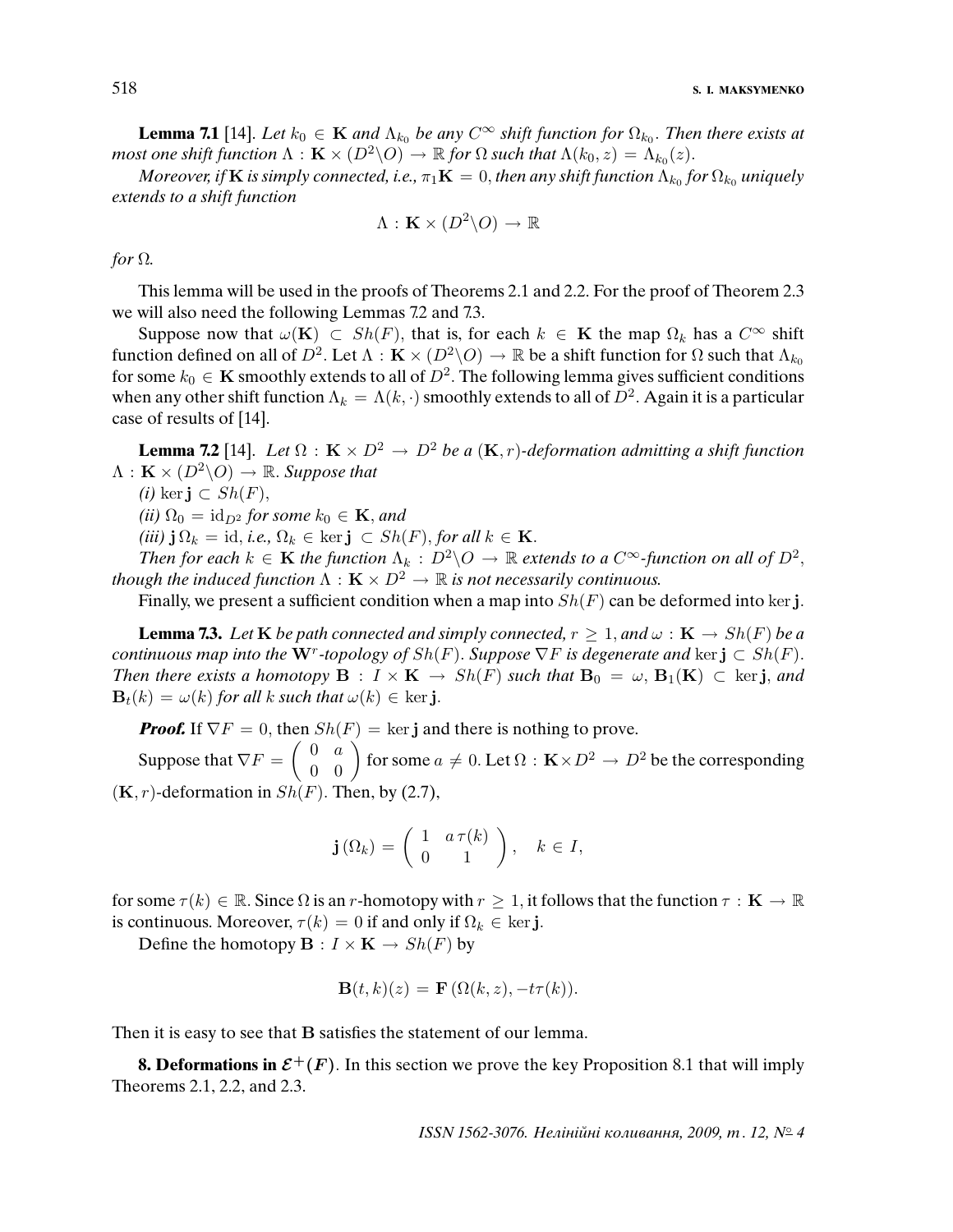**Lemma 7.1** [14]. *Let $k_0 \in \mathbf{K}$ and $\Lambda_{k_0}$ be any $C^\infty$ shift function for $\Omega_{k_0}$. Then there exists at most one shift function $\Lambda : \mathbf{K} \times (D^2 \backslash O) \to \mathbb{R}$ for $\Omega$ such that $\Lambda(k_0, z) = \Lambda_{k_0}(z)$.*

*Moreover, if $\mathbf{K}$ is simply connected, i.e., $\pi_1 \mathbf{K} = 0$, then any shift function $\Lambda_{k_0}$ for $\Omega_{k_0}$ uniquely extends to a shift function*

$$\Lambda : \mathbf{K} \times (D^2 \backslash O) \to \mathbb{R}$$

*for $\Omega$.*

This lemma will be used in the proofs of Theorems 2.1 and 2.2. For the proof of Theorem 2.3 we will also need the following Lemmas 7.2 and 7.3.

Suppose now that $\omega(\mathbf{K}) \subset Sh(F)$, that is, for each $k \in \mathbf{K}$ the map $\Omega_k$ has a $C^\infty$ shift function defined on all of $D^2$. Let $\Lambda : \mathbf{K} \times (D^2 \backslash O) \to \mathbb{R}$ be a shift function for $\Omega$ such that $\Lambda_{k_0}$ for some $k_0 \in \mathbf{K}$ smoothly extends to all of $D^2$. The following lemma gives sufficient conditions when any other shift function $\Lambda_k = \Lambda(k, \cdot)$ smoothly extends to all of $D^2$. Again it is a particular case of results of [14].

**Lemma 7.2** [14]. *Let $\Omega : \mathbf{K} \times D^2 \to D^2$ be a $(\mathbf{K}, r)$-deformation admitting a shift function $\Lambda : \mathbf{K} \times (D^2 \backslash O) \to \mathbb{R}$. Suppose that*

*(i) $\ker \mathbf{j} \subset Sh(F)$,*

*(ii) $\Omega_0 = \mathrm{id}_{D^2}$ for some $k_0 \in \mathbf{K}$, and*

*(iii) $\mathbf{j}\, \Omega_k = \mathrm{id}$, i.e., $\Omega_k \in \ker \mathbf{j} \subset Sh(F)$, for all $k \in \mathbf{K}$.*

*Then for each $k \in \mathbf{K}$ the function $\Lambda_k : D^2 \backslash O \to \mathbb{R}$ extends to a $C^\infty$-function on all of $D^2$, though the induced function $\Lambda : \mathbf{K} \times D^2 \to \mathbb{R}$ is not necessarily continuous.*

Finally, we present a sufficient condition when a map into $Sh(F)$ can be deformed into $\ker \mathbf{j}$.

**Lemma 7.3.** *Let $\mathbf{K}$ be path connected and simply connected, $r \geq 1$, and $\omega : \mathbf{K} \to Sh(F)$ be a continuous map into the $\mathbf{W}^r$-topology of $Sh(F)$. Suppose $\nabla F$ is degenerate and $\ker \mathbf{j} \subset Sh(F)$. Then there exists a homotopy $\mathbf{B} : I \times \mathbf{K} \to Sh(F)$ such that $\mathbf{B}_0 = \omega$, $\mathbf{B}_1(\mathbf{K}) \subset \ker \mathbf{j}$, and $\mathbf{B}_t(k) = \omega(k)$ for all $k$ such that $\omega(k) \in \ker \mathbf{j}$.*

***Proof.*** If $\nabla F = 0$, then $Sh(F) = \ker \mathbf{j}$ and there is nothing to prove.

Suppose that $\nabla F = \begin{pmatrix} 0 & a \\ 0 & 0 \end{pmatrix}$ for some $a \neq 0$. Let $\Omega : \mathbf{K} \times D^2 \to D^2$ be the corresponding $(\mathbf{K}, r)$-deformation in $Sh(F)$. Then, by (2.7),

$$\mathbf{j}\,(\Omega_k) = \begin{pmatrix} 1 & a\,\tau(k) \\ 0 & 1 \end{pmatrix}, \quad k \in I,$$

for some $\tau(k) \in \mathbb{R}$. Since $\Omega$ is an $r$-homotopy with $r \geq 1$, it follows that the function $\tau : \mathbf{K} \to \mathbb{R}$ is continuous. Moreover, $\tau(k) = 0$ if and only if $\Omega_k \in \ker \mathbf{j}$.

Define the homotopy $\mathbf{B} : I \times \mathbf{K} \to Sh(F)$ by

$$\mathbf{B}(t, k)(z) = \mathbf{F}\,(\Omega(k, z), -t\tau(k)).$$

Then it is easy to see that $\mathbf{B}$ satisfies the statement of our lemma.

**8. Deformations in $\mathcal{E}^+(F)$.** In this section we prove the key Proposition 8.1 that will imply Theorems 2.1, 2.2, and 2.3.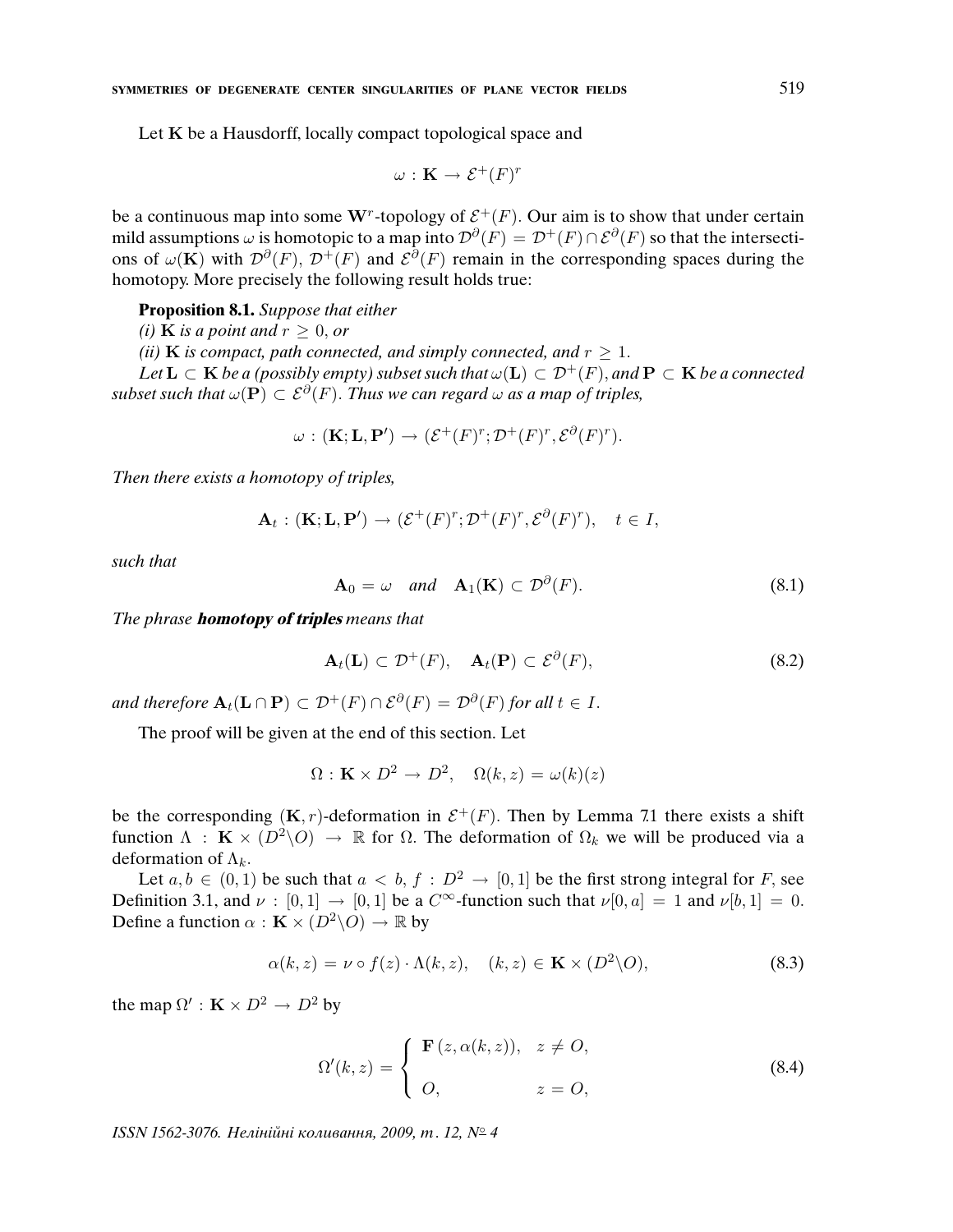Let $\mathbf{K}$ be a Hausdorff, locally compact topological space and

$$\omega : \mathbf{K} \to \mathcal{E}^+(F)^r$$

be a continuous map into some $\mathbf{W}^r$-topology of $\mathcal{E}^+(F)$. Our aim is to show that under certain mild assumptions $\omega$ is homotopic to a map into $\mathcal{D}^\partial(F) = \mathcal{D}^+(F) \cap \mathcal{E}^\partial(F)$ so that the intersections of $\omega(\mathbf{K})$ with $\mathcal{D}^\partial(F)$, $\mathcal{D}^+(F)$ and $\mathcal{E}^\partial(F)$ remain in the corresponding spaces during the homotopy. More precisely the following result holds true:

**Proposition 8.1.** *Suppose that either*

*(i) $\mathbf{K}$ is a point and $r \geq 0$, or*

*(ii) $\mathbf{K}$ is compact, path connected, and simply connected, and $r \geq 1$.*

*Let $\mathbf{L} \subset \mathbf{K}$ be a (possibly empty) subset such that $\omega(\mathbf{L}) \subset \mathcal{D}^+(F)$, and $\mathbf{P} \subset \mathbf{K}$ be a connected subset such that $\omega(\mathbf{P}) \subset \mathcal{E}^\partial(F)$. Thus we can regard $\omega$ as a map of triples,*

$$\omega : (\mathbf{K}; \mathbf{L}, \mathbf{P}') \to (\mathcal{E}^+(F)^r; \mathcal{D}^+(F)^r, \mathcal{E}^\partial(F)^r).$$

*Then there exists a homotopy of triples,*

$$\mathbf{A}_t : (\mathbf{K}; \mathbf{L}, \mathbf{P}') \to (\mathcal{E}^+(F)^r; \mathcal{D}^+(F)^r, \mathcal{E}^\partial(F)^r), \quad t \in I,$$

*such that*

$$\mathbf{A}_0 = \omega \quad \text{and} \quad \mathbf{A}_1(\mathbf{K}) \subset \mathcal{D}^\partial(F). \tag{8.1}$$

*The phrase* ***homotopy of triples*** *means that*

$$\mathbf{A}_t(\mathbf{L}) \subset \mathcal{D}^+(F), \quad \mathbf{A}_t(\mathbf{P}) \subset \mathcal{E}^\partial(F), \tag{8.2}$$

*and therefore $\mathbf{A}_t(\mathbf{L} \cap \mathbf{P}) \subset \mathcal{D}^+(F) \cap \mathcal{E}^\partial(F) = \mathcal{D}^\partial(F)$ for all $t \in I$.*

The proof will be given at the end of this section. Let

$$\Omega : \mathbf{K} \times D^2 \to D^2, \quad \Omega(k, z) = \omega(k)(z)$$

be the corresponding $(\mathbf{K}, r)$-deformation in $\mathcal{E}^+(F)$. Then by Lemma 7.1 there exists a shift function $\Lambda : \mathbf{K} \times (D^2 \backslash O) \to \mathbb{R}$ for $\Omega$. The deformation of $\Omega_k$ we will be produced via a deformation of $\Lambda_k$.

Let $a, b \in (0, 1)$ be such that $a < b$, $f : D^2 \to [0, 1]$ be the first strong integral for $F$, see Definition 3.1, and $\nu : [0, 1] \to [0, 1]$ be a $C^\infty$-function such that $\nu[0, a] = 1$ and $\nu[b, 1] = 0$. Define a function $\alpha : \mathbf{K} \times (D^2 \backslash O) \to \mathbb{R}$ by

$$\alpha(k, z) = \nu \circ f(z) \cdot \Lambda(k, z), \quad (k, z) \in \mathbf{K} \times (D^2 \backslash O), \tag{8.3}$$

the map $\Omega' : \mathbf{K} \times D^2 \to D^2$ by

$$\Omega'(k, z) = \begin{cases} \mathbf{F}(z, \alpha(k, z)), & z \neq O, \\ O, & z = O, \end{cases} \tag{8.4}$$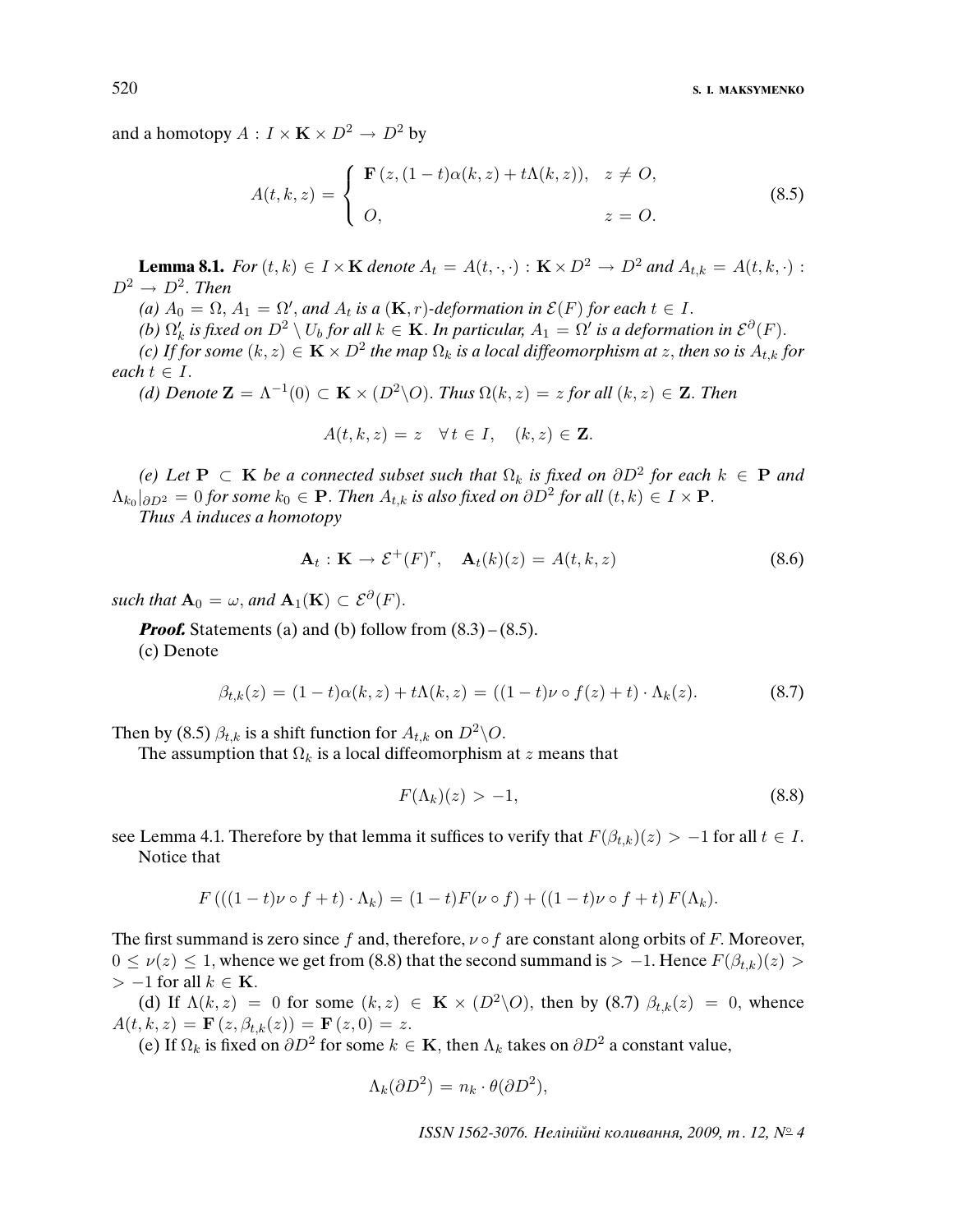and a homotopy $A : I \times \mathbf{K} \times D^2 \to D^2$ by

$$A(t,k,z) = \begin{cases} \mathbf{F}\left(z, (1-t)\alpha(k,z) + t\Lambda(k,z)\right), & z \neq O, \\ O, & z = O. \end{cases} \tag{8.5}$$

**Lemma 8.1.** *For $(t,k) \in I \times \mathbf{K}$ denote $A_t = A(t,\cdot,\cdot) : \mathbf{K} \times D^2 \to D^2$ and $A_{t,k} = A(t,k,\cdot) : D^2 \to D^2$. Then*

*(a) $A_0 = \Omega$, $A_1 = \Omega'$, and $A_t$ is a $(\mathbf{K}, r)$-deformation in $\mathcal{E}(F)$ for each $t \in I$.*

*(b) $\Omega'_k$ is fixed on $D^2 \setminus U_b$ for all $k \in \mathbf{K}$. In particular, $A_1 = \Omega'$ is a deformation in $\mathcal{E}^{\partial}(F)$.*

*(c) If for some $(k,z) \in \mathbf{K} \times D^2$ the map $\Omega_k$ is a local diffeomorphism at $z$, then so is $A_{t,k}$ for each $t \in I$.*

*(d) Denote $\mathbf{Z} = \Lambda^{-1}(0) \subset \mathbf{K} \times (D^2 \backslash O)$. Thus $\Omega(k,z) = z$ for all $(k,z) \in \mathbf{Z}$. Then*

$$A(t,k,z) = z \quad \forall\, t \in I, \quad (k,z) \in \mathbf{Z}.$$

*(e) Let $\mathbf{P} \subset \mathbf{K}$ be a connected subset such that $\Omega_k$ is fixed on $\partial D^2$ for each $k \in \mathbf{P}$ and $\Lambda_{k_0}|_{\partial D^2} = 0$ for some $k_0 \in \mathbf{P}$. Then $A_{t,k}$ is also fixed on $\partial D^2$ for all $(t,k) \in I \times \mathbf{P}$.*

*Thus $A$ induces a homotopy*

$$\mathbf{A}_t : \mathbf{K} \to \mathcal{E}^{+}(F)^r, \quad \mathbf{A}_t(k)(z) = A(t,k,z) \tag{8.6}$$

*such that $\mathbf{A}_0 = \omega$, and $\mathbf{A}_1(\mathbf{K}) \subset \mathcal{E}^{\partial}(F)$.*

***Proof.*** Statements (a) and (b) follow from (8.3) – (8.5).

(c) Denote

$$\beta_{t,k}(z) = (1-t)\alpha(k,z) + t\Lambda(k,z) = ((1-t)\nu \circ f(z) + t) \cdot \Lambda_k(z). \tag{8.7}$$

Then by (8.5) $\beta_{t,k}$ is a shift function for $A_{t,k}$ on $D^2 \backslash O$.

The assumption that $\Omega_k$ is a local diffeomorphism at $z$ means that

$$F(\Lambda_k)(z) > -1, \tag{8.8}$$

see Lemma 4.1. Therefore by that lemma it suffices to verify that $F(\beta_{t,k})(z) > -1$ for all $t \in I$.

Notice that

$$F\left(((1-t)\nu \circ f + t) \cdot \Lambda_k\right) = (1-t)F(\nu \circ f) + ((1-t)\nu \circ f + t)\, F(\Lambda_k).$$

The first summand is zero since $f$ and, therefore, $\nu \circ f$ are constant along orbits of $F$. Moreover, $0 \leq \nu(z) \leq 1$, whence we get from (8.8) that the second summand is $> -1$. Hence $F(\beta_{t,k})(z) > -1$ for all $k \in \mathbf{K}$.

(d) If $\Lambda(k,z) = 0$ for some $(k,z) \in \mathbf{K} \times (D^2 \backslash O)$, then by (8.7) $\beta_{t,k}(z) = 0$, whence $A(t,k,z) = \mathbf{F}\left(z, \beta_{t,k}(z)\right) = \mathbf{F}\left(z, 0\right) = z$.

(e) If $\Omega_k$ is fixed on $\partial D^2$ for some $k \in \mathbf{K}$, then $\Lambda_k$ takes on $\partial D^2$ a constant value,

$$\Lambda_k(\partial D^2) = n_k \cdot \theta(\partial D^2),$$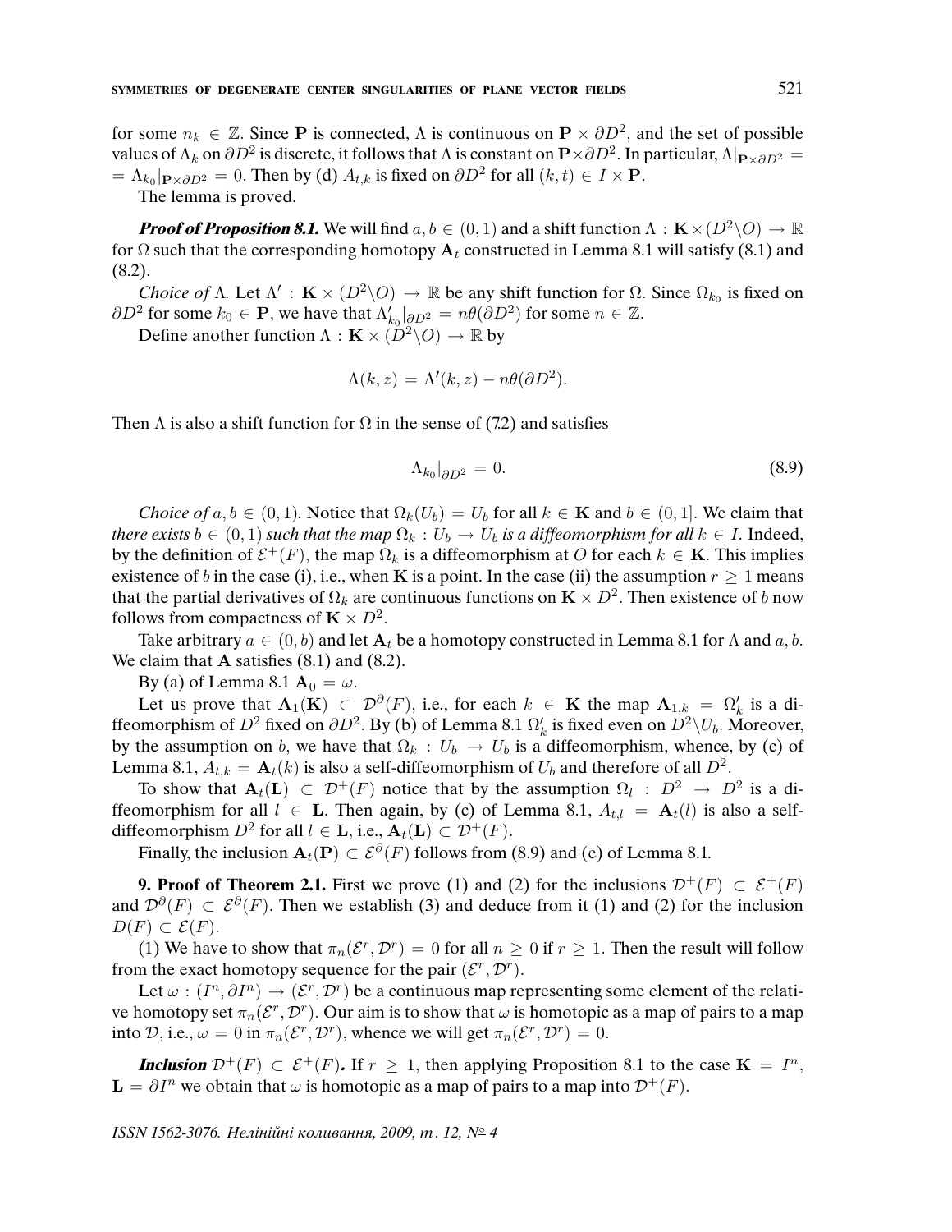for some $n_k \in \mathbb{Z}$. Since $\mathbf{P}$ is connected, $\Lambda$ is continuous on $\mathbf{P} \times \partial D^2$, and the set of possible values of $\Lambda_k$ on $\partial D^2$ is discrete, it follows that $\Lambda$ is constant on $\mathbf{P} \times \partial D^2$. In particular, $\Lambda|_{\mathbf{P}\times\partial D^2} = \Lambda_{k_0}|_{\mathbf{P}\times\partial D^2} = 0$. Then by (d) $A_{t,k}$ is fixed on $\partial D^2$ for all $(k,t) \in I \times \mathbf{P}$.

The lemma is proved.

***Proof of Proposition 8.1.*** We will find $a, b \in (0,1)$ and a shift function $\Lambda : \mathbf{K} \times (D^2 \backslash O) \to \mathbb{R}$ for $\Omega$ such that the corresponding homotopy $\mathbf{A}_t$ constructed in Lemma 8.1 will satisfy (8.1) and (8.2).

*Choice of* $\Lambda$. Let $\Lambda' : \mathbf{K} \times (D^2 \backslash O) \to \mathbb{R}$ be any shift function for $\Omega$. Since $\Omega_{k_0}$ is fixed on $\partial D^2$ for some $k_0 \in \mathbf{P}$, we have that $\Lambda'_{k_0}|_{\partial D^2} = n\theta(\partial D^2)$ for some $n \in \mathbb{Z}$.

Define another function $\Lambda : \mathbf{K} \times (D^2 \backslash O) \to \mathbb{R}$ by

$$\Lambda(k,z) = \Lambda'(k,z) - n\theta(\partial D^2).$$

Then $\Lambda$ is also a shift function for $\Omega$ in the sense of (7.2) and satisfies

$$\Lambda_{k_0}|_{\partial D^2} = 0. \tag{8.9}$$

*Choice of* $a, b \in (0,1)$. Notice that $\Omega_k(U_b) = U_b$ for all $k \in \mathbf{K}$ and $b \in (0,1]$. We claim that *there exists* $b \in (0,1)$ *such that the map* $\Omega_k : U_b \to U_b$ *is a diffeomorphism for all* $k \in I$. Indeed, by the definition of $\mathcal{E}^+(F)$, the map $\Omega_k$ is a diffeomorphism at $O$ for each $k \in \mathbf{K}$. This implies existence of $b$ in the case (i), i.e., when $\mathbf{K}$ is a point. In the case (ii) the assumption $r \geq 1$ means that the partial derivatives of $\Omega_k$ are continuous functions on $\mathbf{K} \times D^2$. Then existence of $b$ now follows from compactness of $\mathbf{K} \times D^2$.

Take arbitrary $a \in (0,b)$ and let $\mathbf{A}_t$ be a homotopy constructed in Lemma 8.1 for $\Lambda$ and $a, b$. We claim that $\mathbf{A}$ satisfies (8.1) and (8.2).

By (a) of Lemma 8.1 $\mathbf{A}_0 = \omega$.

Let us prove that $\mathbf{A}_1(\mathbf{K}) \subset \mathcal{D}^\partial(F)$, i.e., for each $k \in \mathbf{K}$ the map $\mathbf{A}_{1,k} = \Omega'_k$ is a diffeomorphism of $D^2$ fixed on $\partial D^2$. By (b) of Lemma 8.1 $\Omega'_k$ is fixed even on $D^2 \backslash U_b$. Moreover, by the assumption on $b$, we have that $\Omega_k : U_b \to U_b$ is a diffeomorphism, whence, by (c) of Lemma 8.1, $A_{t,k} = \mathbf{A}_t(k)$ is also a self-diffeomorphism of $U_b$ and therefore of all $D^2$.

To show that $\mathbf{A}_t(\mathbf{L}) \subset \mathcal{D}^+(F)$ notice that by the assumption $\Omega_l : D^2 \to D^2$ is a diffeomorphism for all $l \in \mathbf{L}$. Then again, by (c) of Lemma 8.1, $A_{t,l} = \mathbf{A}_t(l)$ is also a self-diffeomorphism $D^2$ for all $l \in \mathbf{L}$, i.e., $\mathbf{A}_t(\mathbf{L}) \subset \mathcal{D}^+(F)$.

Finally, the inclusion $\mathbf{A}_t(\mathbf{P}) \subset \mathcal{E}^\partial(F)$ follows from (8.9) and (e) of Lemma 8.1.

**9. Proof of Theorem 2.1.** First we prove (1) and (2) for the inclusions $\mathcal{D}^+(F) \subset \mathcal{E}^+(F)$ and $\mathcal{D}^\partial(F) \subset \mathcal{E}^\partial(F)$. Then we establish (3) and deduce from it (1) and (2) for the inclusion $D(F) \subset \mathcal{E}(F)$.

(1) We have to show that $\pi_n(\mathcal{E}^r, \mathcal{D}^r) = 0$ for all $n \geq 0$ if $r \geq 1$. Then the result will follow from the exact homotopy sequence for the pair $(\mathcal{E}^r, \mathcal{D}^r)$.

Let $\omega : (I^n, \partial I^n) \to (\mathcal{E}^r, \mathcal{D}^r)$ be a continuous map representing some element of the relative homotopy set $\pi_n(\mathcal{E}^r, \mathcal{D}^r)$. Our aim is to show that $\omega$ is homotopic as a map of pairs to a map into $\mathcal{D}$, i.e., $\omega = 0$ in $\pi_n(\mathcal{E}^r, \mathcal{D}^r)$, whence we will get $\pi_n(\mathcal{E}^r, \mathcal{D}^r) = 0$.

***Inclusion*** $\mathcal{D}^+(F) \subset \mathcal{E}^+(F)$. If $r \geq 1$, then applying Proposition 8.1 to the case $\mathbf{K} = I^n$, $\mathbf{L} = \partial I^n$ we obtain that $\omega$ is homotopic as a map of pairs to a map into $\mathcal{D}^+(F)$.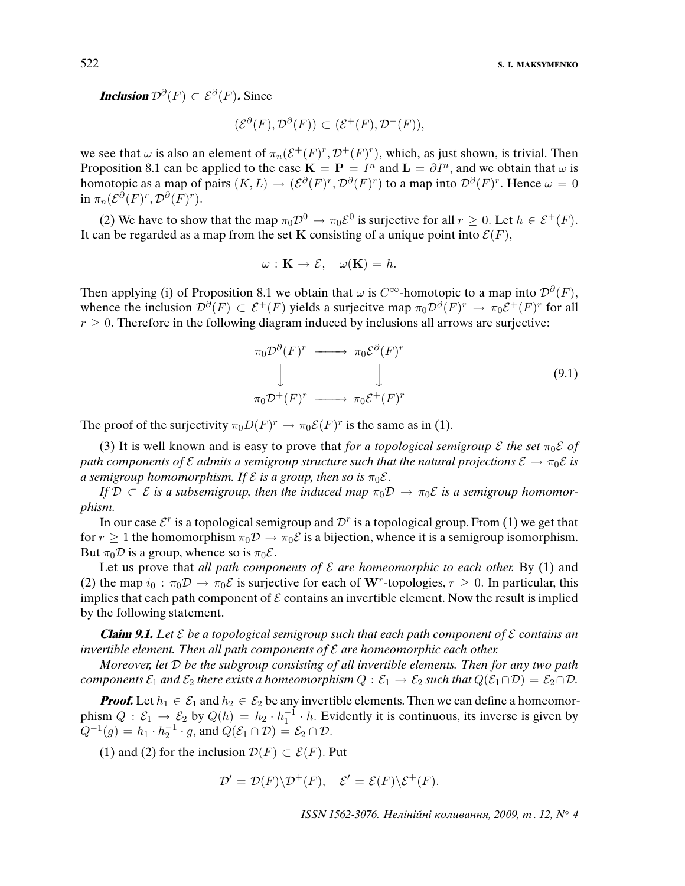***Inclusion*** $\mathcal{D}^{\partial}(F) \subset \mathcal{E}^{\partial}(F)$**.** Since

$$(\mathcal{E}^{\partial}(F), \mathcal{D}^{\partial}(F)) \subset (\mathcal{E}^{+}(F), \mathcal{D}^{+}(F)),$$

we see that $\omega$ is also an element of $\pi_n(\mathcal{E}^{+}(F)^r, \mathcal{D}^{+}(F)^r)$, which, as just shown, is trivial. Then Proposition 8.1 can be applied to the case $\mathbf{K} = \mathbf{P} = I^n$ and $\mathbf{L} = \partial I^n$, and we obtain that $\omega$ is homotopic as a map of pairs $(K, L) \to (\mathcal{E}^{\partial}(F)^r, \mathcal{D}^{\partial}(F)^r)$ to a map into $\mathcal{D}^{\partial}(F)^r$. Hence $\omega = 0$ in $\pi_n(\mathcal{E}^{\partial}(F)^r, \mathcal{D}^{\partial}(F)^r)$.

(2) We have to show that the map $\pi_0\mathcal{D}^0 \to \pi_0\mathcal{E}^0$ is surjective for all $r \geq 0$. Let $h \in \mathcal{E}^{+}(F)$. It can be regarded as a map from the set $\mathbf{K}$ consisting of a unique point into $\mathcal{E}(F)$,

$$\omega : \mathbf{K} \to \mathcal{E}, \quad \omega(\mathbf{K}) = h.$$

Then applying (i) of Proposition 8.1 we obtain that $\omega$ is $C^{\infty}$-homotopic to a map into $\mathcal{D}^{\partial}(F)$, whence the inclusion $\mathcal{D}^{\partial}(F) \subset \mathcal{E}^{+}(F)$ yields a surjecitve map $\pi_0\mathcal{D}^{\partial}(F)^r \to \pi_0\mathcal{E}^{+}(F)^r$ for all $r \geq 0$. Therefore in the following diagram induced by inclusions all arrows are surjective:

$$\begin{array}{ccc} \pi_0\mathcal{D}^{\partial}(F)^r & \longrightarrow & \pi_0\mathcal{E}^{\partial}(F)^r \\ \downarrow & & \downarrow \\ \pi_0\mathcal{D}^{+}(F)^r & \longrightarrow & \pi_0\mathcal{E}^{+}(F)^r \end{array} \tag{9.1}$$

The proof of the surjectivity $\pi_0 D(F)^r \to \pi_0\mathcal{E}(F)^r$ is the same as in (1).

(3) It is well known and is easy to prove that *for a topological semigroup $\mathcal{E}$ the set $\pi_0\mathcal{E}$ of path components of $\mathcal{E}$ admits a semigroup structure such that the natural projections $\mathcal{E} \to \pi_0\mathcal{E}$ is a semigroup homomorphism. If $\mathcal{E}$ is a group, then so is $\pi_0\mathcal{E}$.*

*If $\mathcal{D} \subset \mathcal{E}$ is a subsemigroup, then the induced map $\pi_0\mathcal{D} \to \pi_0\mathcal{E}$ is a semigroup homomorphism.*

In our case $\mathcal{E}^r$ is a topological semigroup and $\mathcal{D}^r$ is a topological group. From (1) we get that for $r \geq 1$ the homomorphism $\pi_0\mathcal{D} \to \pi_0\mathcal{E}$ is a bijection, whence it is a semigroup isomorphism. But $\pi_0\mathcal{D}$ is a group, whence so is $\pi_0\mathcal{E}$.

Let us prove that *all path components of $\mathcal{E}$ are homeomorphic to each other.* By (1) and (2) the map $i_0 : \pi_0\mathcal{D} \to \pi_0\mathcal{E}$ is surjective for each of $\mathbf{W}^r$-topologies, $r \geq 0$. In particular, this implies that each path component of $\mathcal{E}$ contains an invertible element. Now the result is implied by the following statement.

***Claim 9.1.*** *Let $\mathcal{E}$ be a topological semigroup such that each path component of $\mathcal{E}$ contains an invertible element. Then all path components of $\mathcal{E}$ are homeomorphic each other.*

*Moreover, let $\mathcal{D}$ be the subgroup consisting of all invertible elements. Then for any two path components $\mathcal{E}_1$ and $\mathcal{E}_2$ there exists a homeomorphism $Q : \mathcal{E}_1 \to \mathcal{E}_2$ such that $Q(\mathcal{E}_1 \cap \mathcal{D}) = \mathcal{E}_2 \cap \mathcal{D}$.*

***Proof.*** Let $h_1 \in \mathcal{E}_1$ and $h_2 \in \mathcal{E}_2$ be any invertible elements. Then we can define a homeomorphism $Q : \mathcal{E}_1 \to \mathcal{E}_2$ by $Q(h) = h_2 \cdot h_1^{-1} \cdot h$. Evidently it is continuous, its inverse is given by $Q^{-1}(g) = h_1 \cdot h_2^{-1} \cdot g$, and $Q(\mathcal{E}_1 \cap \mathcal{D}) = \mathcal{E}_2 \cap \mathcal{D}$.

(1) and (2) for the inclusion $\mathcal{D}(F) \subset \mathcal{E}(F)$. Put

$$\mathcal{D}' = \mathcal{D}(F) \backslash \mathcal{D}^{+}(F), \quad \mathcal{E}' = \mathcal{E}(F) \backslash \mathcal{E}^{+}(F).$$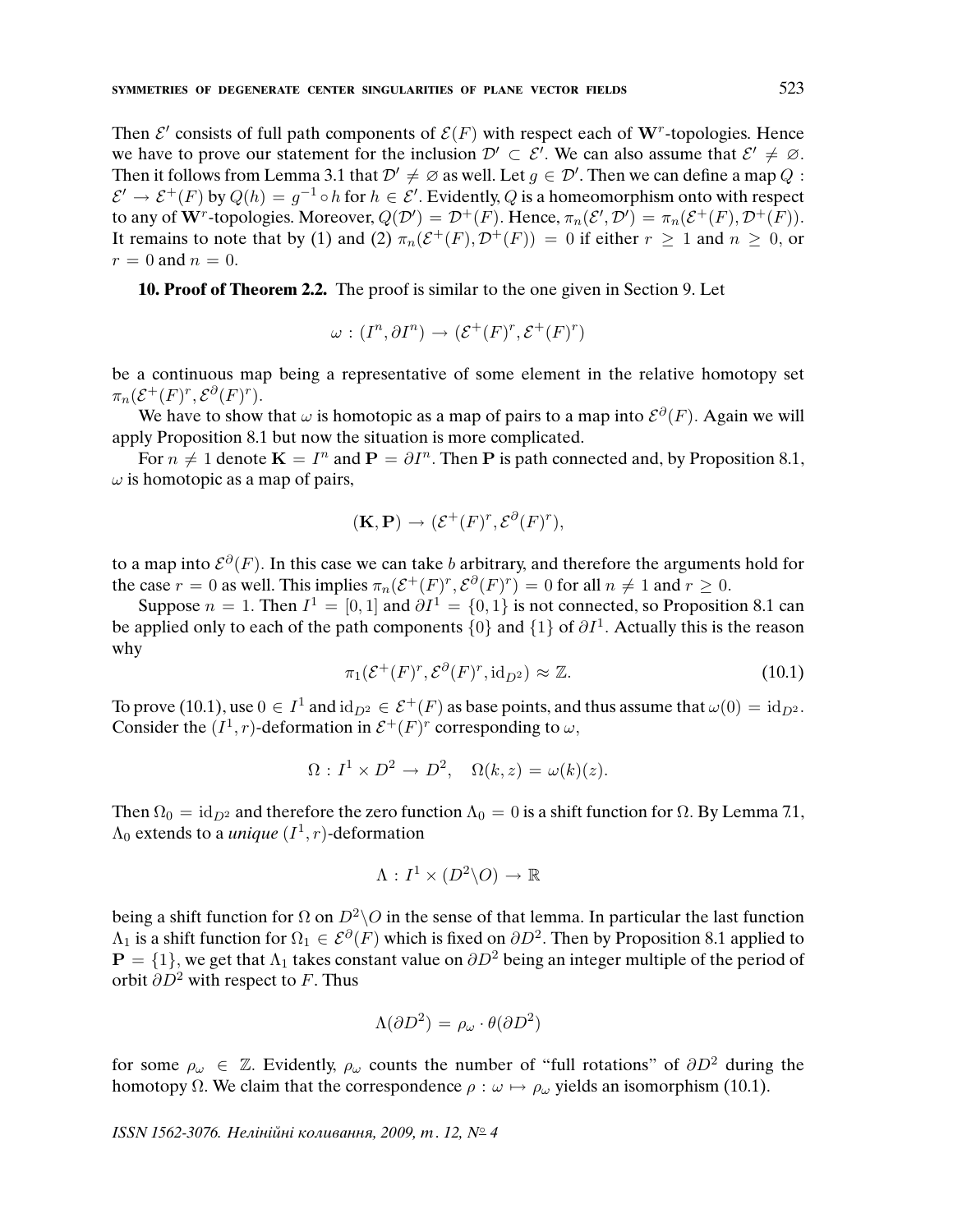Then $\mathcal{E}'$ consists of full path components of $\mathcal{E}(F)$ with respect each of $\mathbf{W}^r$-topologies. Hence we have to prove our statement for the inclusion $\mathcal{D}' \subset \mathcal{E}'$. We can also assume that $\mathcal{E}' \neq \varnothing$. Then it follows from Lemma 3.1 that $\mathcal{D}' \neq \varnothing$ as well. Let $g \in \mathcal{D}'$. Then we can define a map $Q : \mathcal{E}' \to \mathcal{E}^+(F)$ by $Q(h) = g^{-1} \circ h$ for $h \in \mathcal{E}'$. Evidently, $Q$ is a homeomorphism onto with respect to any of $\mathbf{W}^r$-topologies. Moreover, $Q(\mathcal{D}') = \mathcal{D}^+(F)$. Hence, $\pi_n(\mathcal{E}', \mathcal{D}') = \pi_n(\mathcal{E}^+(F), \mathcal{D}^+(F))$. It remains to note that by (1) and (2) $\pi_n(\mathcal{E}^+(F), \mathcal{D}^+(F)) = 0$ if either $r \geq 1$ and $n \geq 0$, or $r = 0$ and $n = 0$.

**10. Proof of Theorem 2.2.** The proof is similar to the one given in Section 9. Let

$$\omega : (I^n, \partial I^n) \to (\mathcal{E}^+(F)^r, \mathcal{E}^+(F)^r)$$

be a continuous map being a representative of some element in the relative homotopy set $\pi_n(\mathcal{E}^+(F)^r, \mathcal{E}^\partial(F)^r)$.

We have to show that $\omega$ is homotopic as a map of pairs to a map into $\mathcal{E}^\partial(F)$. Again we will apply Proposition 8.1 but now the situation is more complicated.

For $n \neq 1$ denote $\mathbf{K} = I^n$ and $\mathbf{P} = \partial I^n$. Then $\mathbf{P}$ is path connected and, by Proposition 8.1, $\omega$ is homotopic as a map of pairs,

$$(\mathbf{K}, \mathbf{P}) \to (\mathcal{E}^+(F)^r, \mathcal{E}^\partial(F)^r),$$

to a map into $\mathcal{E}^\partial(F)$. In this case we can take $b$ arbitrary, and therefore the arguments hold for the case $r = 0$ as well. This implies $\pi_n(\mathcal{E}^+(F)^r, \mathcal{E}^\partial(F)^r) = 0$ for all $n \neq 1$ and $r \geq 0$.

Suppose $n = 1$. Then $I^1 = [0, 1]$ and $\partial I^1 = \{0, 1\}$ is not connected, so Proposition 8.1 can be applied only to each of the path components $\{0\}$ and $\{1\}$ of $\partial I^1$. Actually this is the reason why

$$\pi_1(\mathcal{E}^+(F)^r, \mathcal{E}^\partial(F)^r, \mathrm{id}_{D^2}) \approx \mathbb{Z}. \tag{10.1}$$

To prove (10.1), use $0 \in I^1$ and $\mathrm{id}_{D^2} \in \mathcal{E}^+(F)$ as base points, and thus assume that $\omega(0) = \mathrm{id}_{D^2}$. Consider the $(I^1, r)$-deformation in $\mathcal{E}^+(F)^r$ corresponding to $\omega$,

$$\Omega : I^1 \times D^2 \to D^2, \quad \Omega(k, z) = \omega(k)(z).$$

Then $\Omega_0 = \mathrm{id}_{D^2}$ and therefore the zero function $\Lambda_0 = 0$ is a shift function for $\Omega$. By Lemma 7.1, $\Lambda_0$ extends to a *unique* $(I^1, r)$-deformation

$$\Lambda : I^1 \times (D^2 \backslash O) \to \mathbb{R}$$

being a shift function for $\Omega$ on $D^2 \backslash O$ in the sense of that lemma. In particular the last function $\Lambda_1$ is a shift function for $\Omega_1 \in \mathcal{E}^\partial(F)$ which is fixed on $\partial D^2$. Then by Proposition 8.1 applied to $\mathbf{P} = \{1\}$, we get that $\Lambda_1$ takes constant value on $\partial D^2$ being an integer multiple of the period of orbit $\partial D^2$ with respect to $F$. Thus

$$\Lambda(\partial D^2) = \rho_\omega \cdot \theta(\partial D^2)$$

for some $\rho_\omega \in \mathbb{Z}$. Evidently, $\rho_\omega$ counts the number of "full rotations" of $\partial D^2$ during the homotopy $\Omega$. We claim that the correspondence $\rho : \omega \mapsto \rho_\omega$ yields an isomorphism (10.1).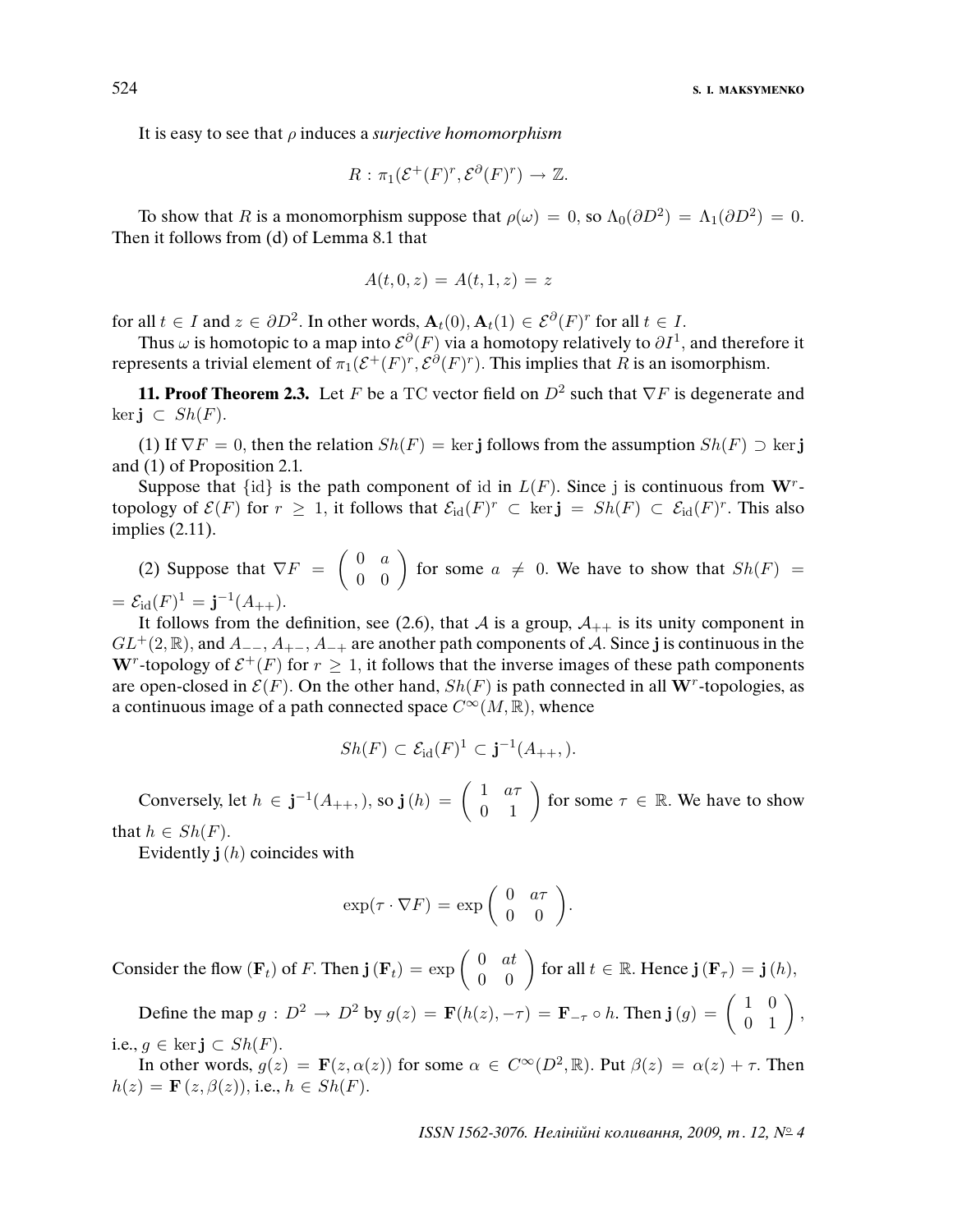It is easy to see that $\rho$ induces a *surjective homomorphism*

$$R : \pi_1(\mathcal{E}^+(F)^r, \mathcal{E}^\partial(F)^r) \to \mathbb{Z}.$$

To show that $R$ is a monomorphism suppose that $\rho(\omega) = 0$, so $\Lambda_0(\partial D^2) = \Lambda_1(\partial D^2) = 0$. Then it follows from (d) of Lemma 8.1 that

$$A(t, 0, z) = A(t, 1, z) = z$$

for all $t \in I$ and $z \in \partial D^2$. In other words, $\mathbf{A}_t(0), \mathbf{A}_t(1) \in \mathcal{E}^\partial(F)^r$ for all $t \in I$.

Thus $\omega$ is homotopic to a map into $\mathcal{E}^\partial(F)$ via a homotopy relatively to $\partial I^1$, and therefore it represents a trivial element of $\pi_1(\mathcal{E}^+(F)^r, \mathcal{E}^\partial(F)^r)$. This implies that $R$ is an isomorphism.

**11. Proof Theorem 2.3.** Let $F$ be a TC vector field on $D^2$ such that $\nabla F$ is degenerate and $\ker \mathbf{j} \subset Sh(F)$.

(1) If $\nabla F = 0$, then the relation $Sh(F) = \ker \mathbf{j}$ follows from the assumption $Sh(F) \supset \ker \mathbf{j}$ and (1) of Proposition 2.1.

Suppose that $\{\mathrm{id}\}$ is the path component of id in $L(F)$. Since j is continuous from $\mathbf{W}^r$-topology of $\mathcal{E}(F)$ for $r \geq 1$, it follows that $\mathcal{E}_{\mathrm{id}}(F)^r \subset \ker \mathbf{j} = Sh(F) \subset \mathcal{E}_{\mathrm{id}}(F)^r$. This also implies (2.11).

(2) Suppose that $\nabla F = \begin{pmatrix} 0 & a \\ 0 & 0 \end{pmatrix}$ for some $a \neq 0$. We have to show that $Sh(F) = \mathcal{E}_{\mathrm{id}}(F)^1 = \mathbf{j}^{-1}(A_{++})$.

It follows from the definition, see (2.6), that $\mathcal{A}$ is a group, $\mathcal{A}_{++}$ is its unity component in $GL^+(2, \mathbb{R})$, and $A_{--}, A_{+-}, A_{-+}$ are another path components of $\mathcal{A}$. Since $\mathbf{j}$ is continuous in the $\mathbf{W}^r$-topology of $\mathcal{E}^+(F)$ for $r \geq 1$, it follows that the inverse images of these path components are open-closed in $\mathcal{E}(F)$. On the other hand, $Sh(F)$ is path connected in all $\mathbf{W}^r$-topologies, as a continuous image of a path connected space $C^\infty(M, \mathbb{R})$, whence

$$Sh(F) \subset \mathcal{E}_{\mathrm{id}}(F)^1 \subset \mathbf{j}^{-1}(A_{++},).$$

Conversely, let $h \in \mathbf{j}^{-1}(A_{++},)$, so $\mathbf{j}(h) = \begin{pmatrix} 1 & a\tau \\ 0 & 1 \end{pmatrix}$ for some $\tau \in \mathbb{R}$. We have to show that $h \in Sh(F)$.

Evidently $\mathbf{j}(h)$ coincides with

$$\exp(\tau \cdot \nabla F) = \exp \begin{pmatrix} 0 & a\tau \\ 0 & 0 \end{pmatrix}.$$

Consider the flow $(\mathbf{F}_t)$ of $F$. Then $\mathbf{j}(\mathbf{F}_t) = \exp \begin{pmatrix} 0 & at \\ 0 & 0 \end{pmatrix}$ for all $t \in \mathbb{R}$. Hence $\mathbf{j}(\mathbf{F}_\tau) = \mathbf{j}(h)$,

Define the map $g : D^2 \to D^2$ by $g(z) = \mathbf{F}(h(z), -\tau) = \mathbf{F}_{-\tau} \circ h$. Then $\mathbf{j}(g) = \begin{pmatrix} 1 & 0 \\ 0 & 1 \end{pmatrix}$, i.e., $g \in \ker \mathbf{j} \subset Sh(F)$.

In other words, $g(z) = \mathbf{F}(z, \alpha(z))$ for some $\alpha \in C^\infty(D^2, \mathbb{R})$. Put $\beta(z) = \alpha(z) + \tau$. Then $h(z) = \mathbf{F}(z, \beta(z))$, i.e., $h \in Sh(F)$.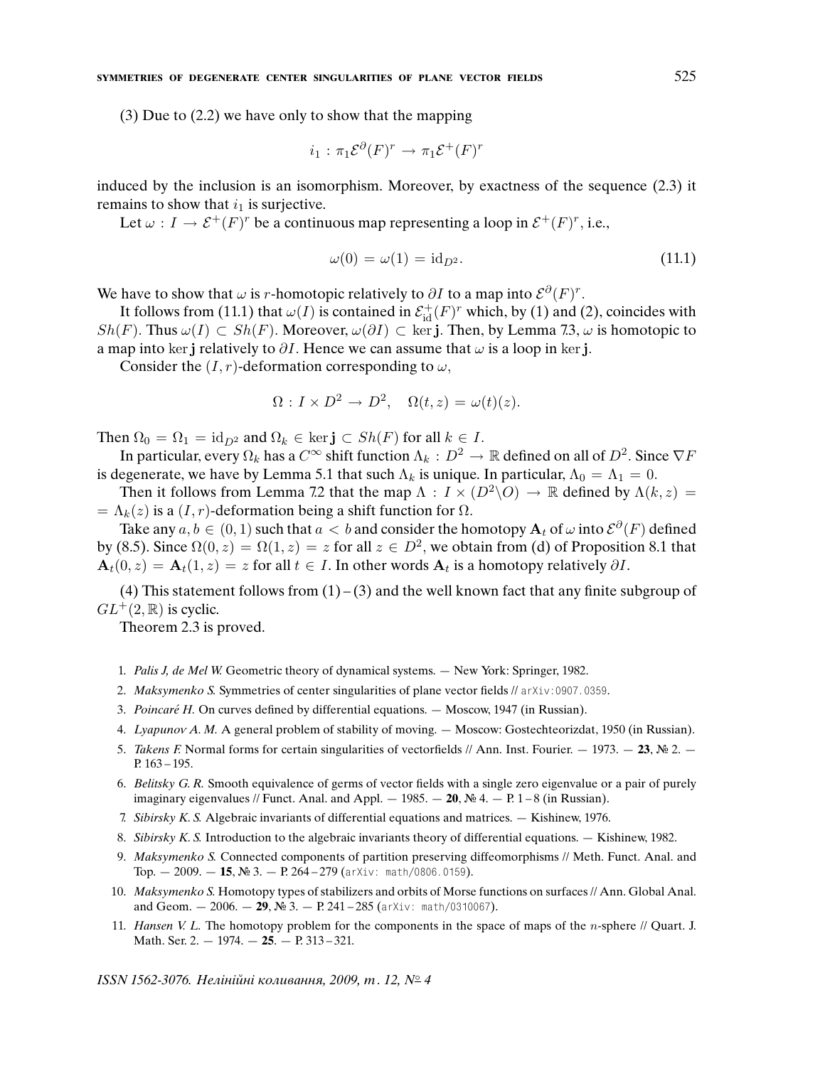(3) Due to (2.2) we have only to show that the mapping

$$i_1 : \pi_1 \mathcal{E}^{\partial}(F)^r \to \pi_1 \mathcal{E}^{+}(F)^r$$

induced by the inclusion is an isomorphism. Moreover, by exactness of the sequence (2.3) it remains to show that $i_1$ is surjective.

Let $\omega : I \to \mathcal{E}^{+}(F)^r$ be a continuous map representing a loop in $\mathcal{E}^{+}(F)^r$, i.e.,

$$\omega(0) = \omega(1) = \mathrm{id}_{D^2}. \tag{11.1}$$

We have to show that $\omega$ is $r$-homotopic relatively to $\partial I$ to a map into $\mathcal{E}^{\partial}(F)^r$.

It follows from (11.1) that $\omega(I)$ is contained in $\mathcal{E}^{+}_{\mathrm{id}}(F)^r$ which, by (1) and (2), coincides with $Sh(F)$. Thus $\omega(I) \subset Sh(F)$. Moreover, $\omega(\partial I) \subset \ker \mathbf{j}$. Then, by Lemma 7.3, $\omega$ is homotopic to a map into $\ker \mathbf{j}$ relatively to $\partial I$. Hence we can assume that $\omega$ is a loop in $\ker \mathbf{j}$.

Consider the $(I, r)$-deformation corresponding to $\omega$,

$$\Omega : I \times D^2 \to D^2, \quad \Omega(t, z) = \omega(t)(z).$$

Then $\Omega_0 = \Omega_1 = \mathrm{id}_{D^2}$ and $\Omega_k \in \ker \mathbf{j} \subset Sh(F)$ for all $k \in I$.

In particular, every $\Omega_k$ has a $C^\infty$ shift function $\Lambda_k : D^2 \to \mathbb{R}$ defined on all of $D^2$. Since $\nabla F$ is degenerate, we have by Lemma 5.1 that such $\Lambda_k$ is unique. In particular, $\Lambda_0 = \Lambda_1 = 0$.

Then it follows from Lemma 7.2 that the map $\Lambda : I \times (D^2 \backslash O) \to \mathbb{R}$ defined by $\Lambda(k, z) = \Lambda_k(z)$ is a $(I, r)$-deformation being a shift function for $\Omega$.

Take any $a, b \in (0, 1)$ such that $a < b$ and consider the homotopy $\mathbf{A}_t$ of $\omega$ into $\mathcal{E}^{\partial}(F)$ defined by (8.5). Since $\Omega(0, z) = \Omega(1, z) = z$ for all $z \in D^2$, we obtain from (d) of Proposition 8.1 that $\mathbf{A}_t(0, z) = \mathbf{A}_t(1, z) = z$ for all $t \in I$. In other words $\mathbf{A}_t$ is a homotopy relatively $\partial I$.

(4) This statement follows from (1) – (3) and the well known fact that any finite subgroup of $GL^{+}(2, \mathbb{R})$ is cyclic.

Theorem 2.3 is proved.

1. *Palis J, de Mel W.* Geometric theory of dynamical systems. — New York: Springer, 1982.
2. *Maksymenko S.* Symmetries of center singularities of plane vector fields // arXiv:0907.0359.
3. *Poincaré H.* On curves defined by differential equations. — Moscow, 1947 (in Russian).
4. *Lyapunov A. M.* A general problem of stability of moving. — Moscow: Gostechteorizdat, 1950 (in Russian).
5. *Takens F.* Normal forms for certain singularities of vectorfields // Ann. Inst. Fourier. — 1973. — **23**, № 2. — P. 163 – 195.
6. *Belitsky G. R.* Smooth equivalence of germs of vector fields with a single zero eigenvalue or a pair of purely imaginary eigenvalues // Funct. Anal. and Appl. — 1985. — **20**, № 4. — P. 1 – 8 (in Russian).
7. *Sibirsky K. S.* Algebraic invariants of differential equations and matrices. — Kishinew, 1976.
8. *Sibirsky K. S.* Introduction to the algebraic invariants theory of differential equations. — Kishinew, 1982.
9. *Maksymenko S.* Connected components of partition preserving diffeomorphisms // Meth. Funct. Anal. and Top. — 2009. — **15**, № 3. — P. 264 – 279 (arXiv: math/0806.0159).
10. *Maksymenko S.* Homotopy types of stabilizers and orbits of Morse functions on surfaces // Ann. Global Anal. and Geom. — 2006. — **29**, № 3. — P. 241 – 285 (arXiv: math/0310067).
11. *Hansen V. L.* The homotopy problem for the components in the space of maps of the $n$-sphere // Quart. J. Math. Ser. 2. — 1974. — **25**. — P. 313 – 321.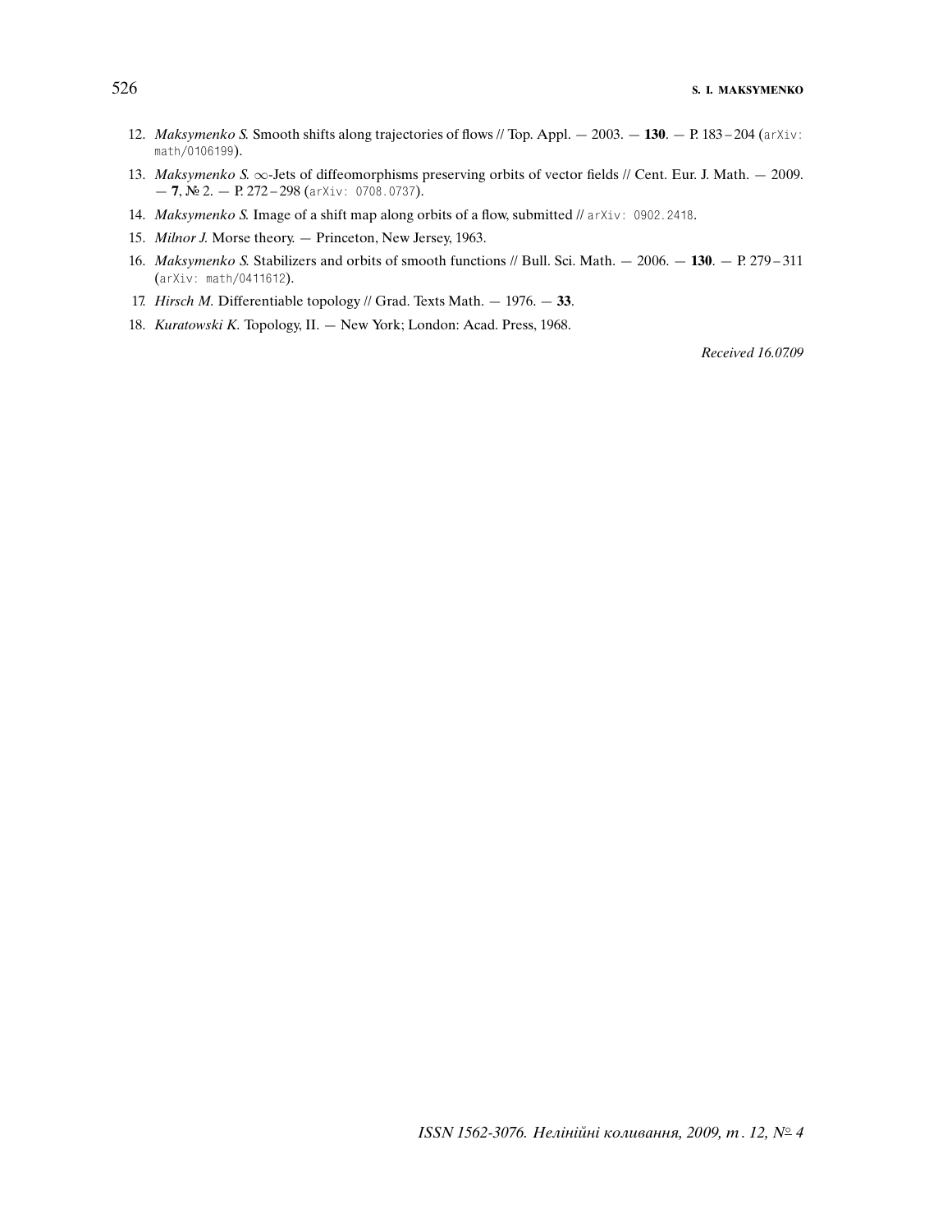12. *Maksymenko S.* Smooth shifts along trajectories of flows // Top. Appl. — 2003. — **130**. — P. 183 – 204 (arXiv: math/0106199).
13. *Maksymenko S.* $\infty$-Jets of diffeomorphisms preserving orbits of vector fields // Cent. Eur. J. Math. — 2009. — **7**, № 2. — P. 272 – 298 (arXiv: 0708.0737).
14. *Maksymenko S.* Image of a shift map along orbits of a flow, submitted // arXiv: 0902.2418.
15. *Milnor J.* Morse theory. — Princeton, New Jersey, 1963.
16. *Maksymenko S.* Stabilizers and orbits of smooth functions // Bull. Sci. Math. — 2006. — **130**. — P. 279 – 311 (arXiv: math/0411612).
17. *Hirsch M.* Differentiable topology // Grad. Texts Math. — 1976. — **33**.
18. *Kuratowski K.* Topology, II. — New York; London: Acad. Press, 1968.

*Received 16.07.09*